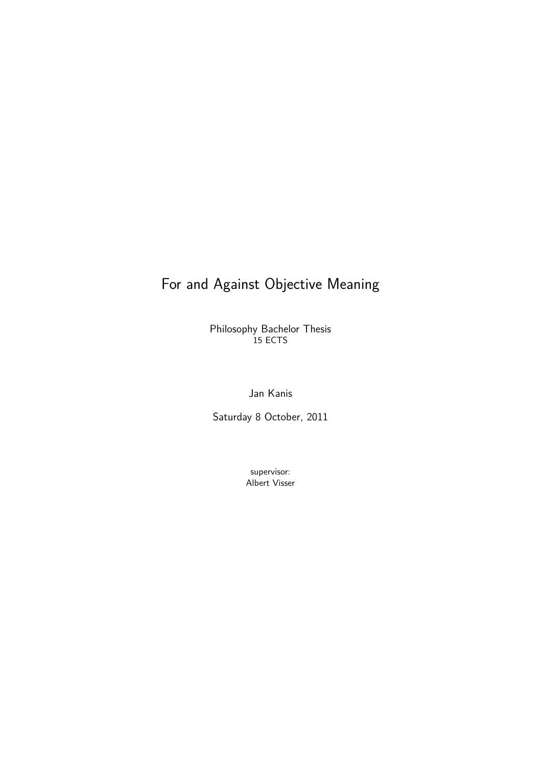# For and Against Objective Meaning

Philosophy Bachelor Thesis
15 ECTS

Jan Kanis

Saturday 8 October, 2011

supervisor:
Albert Visser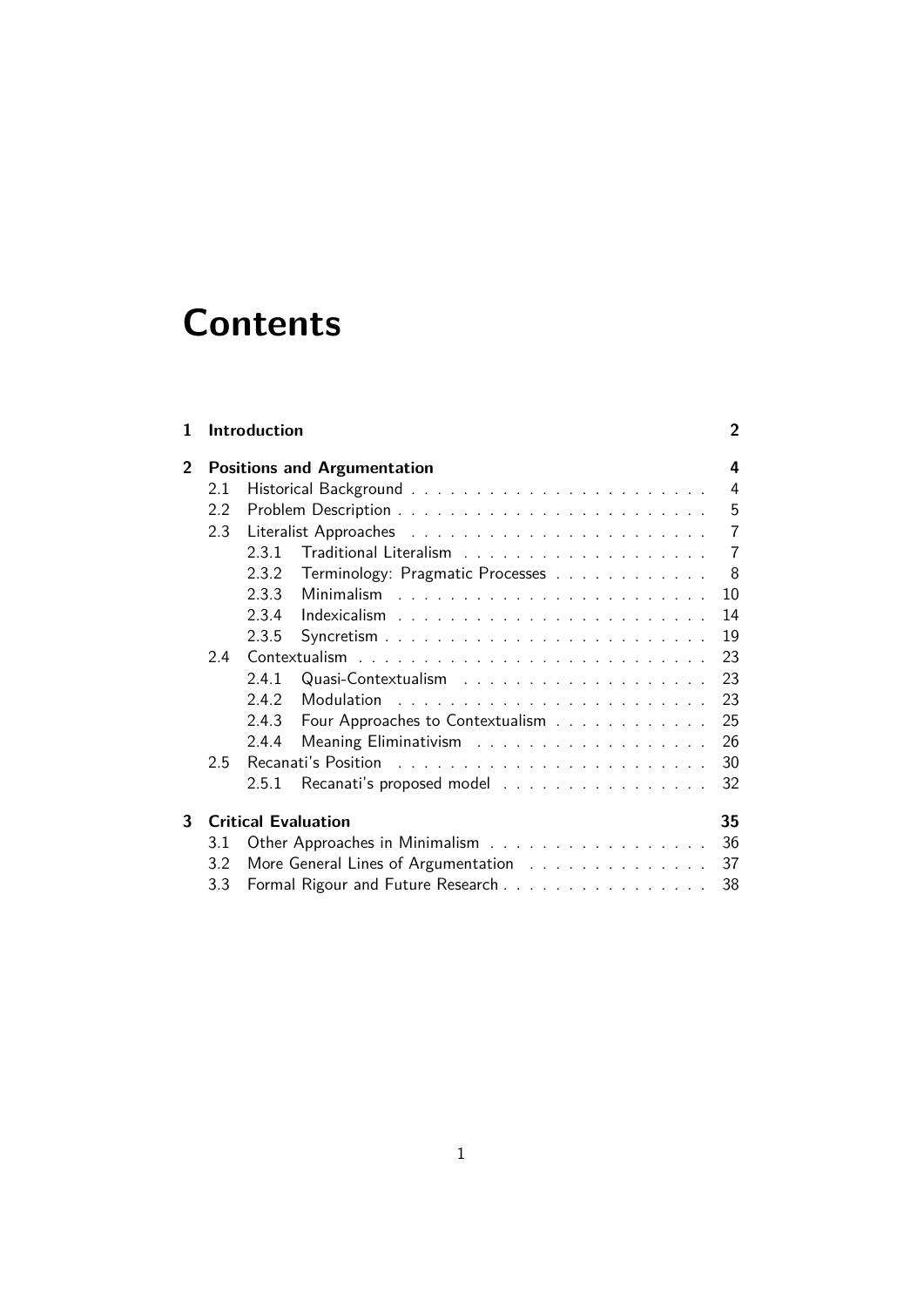# Contents

- **1 Introduction** — **2**
- **2 Positions and Argumentation** — **4**
  - 2.1 Historical Background — 4
  - 2.2 Problem Description — 5
  - 2.3 Literalist Approaches — 7
    - 2.3.1 Traditional Literalism — 7
    - 2.3.2 Terminology: Pragmatic Processes — 8
    - 2.3.3 Minimalism — 10
    - 2.3.4 Indexicalism — 14
    - 2.3.5 Syncretism — 19
  - 2.4 Contextualism — 23
    - 2.4.1 Quasi-Contextualism — 23
    - 2.4.2 Modulation — 23
    - 2.4.3 Four Approaches to Contextualism — 25
    - 2.4.4 Meaning Eliminativism — 26
  - 2.5 Recanati's Position — 30
    - 2.5.1 Recanati's proposed model — 32
- **3 Critical Evaluation** — **35**
  - 3.1 Other Approaches in Minimalism — 36
  - 3.2 More General Lines of Argumentation — 37
  - 3.3 Formal Rigour and Future Research — 38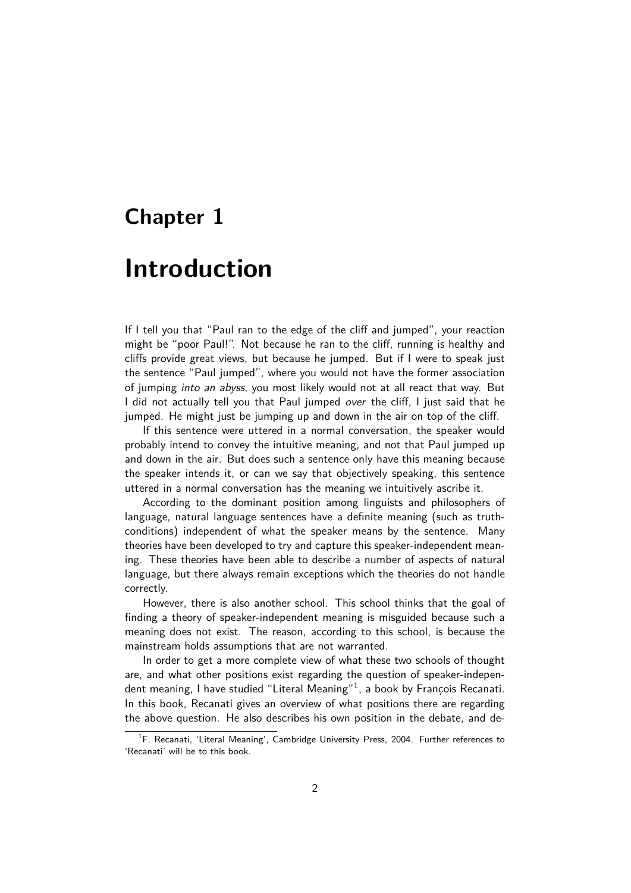// Chapter 1

# Introduction

If I tell you that "Paul ran to the edge of the cliff and jumped", your reaction might be "poor Paul!". Not because he ran to the cliff, running is healthy and cliffs provide great views, but because he jumped. But if I were to speak just the sentence "Paul jumped", where you would not have the former association of jumping *into an abyss*, you most likely would not at all react that way. But I did not actually tell you that Paul jumped *over* the cliff, I just said that he jumped. He might just be jumping up and down in the air on top of the cliff.

If this sentence were uttered in a normal conversation, the speaker would probably intend to convey the intuitive meaning, and not that Paul jumped up and down in the air. But does such a sentence only have this meaning because the speaker intends it, or can we say that objectively speaking, this sentence uttered in a normal conversation has the meaning we intuitively ascribe it.

According to the dominant position among linguists and philosophers of language, natural language sentences have a definite meaning (such as truth-conditions) independent of what the speaker means by the sentence. Many theories have been developed to try and capture this speaker-independent meaning. These theories have been able to describe a number of aspects of natural language, but there always remain exceptions which the theories do not handle correctly.

However, there is also another school. This school thinks that the goal of finding a theory of speaker-independent meaning is misguided because such a meaning does not exist. The reason, according to this school, is because the mainstream holds assumptions that are not warranted.

In order to get a more complete view of what these two schools of thought are, and what other positions exist regarding the question of speaker-independent meaning, I have studied "Literal Meaning"[1], a book by François Recanati. In this book, Recanati gives an overview of what positions there are regarding the above question. He also describes his own position in the debate, and de-

[1] F. Recanati, 'Literal Meaning', Cambridge University Press, 2004. Further references to 'Recanati' will be to this book.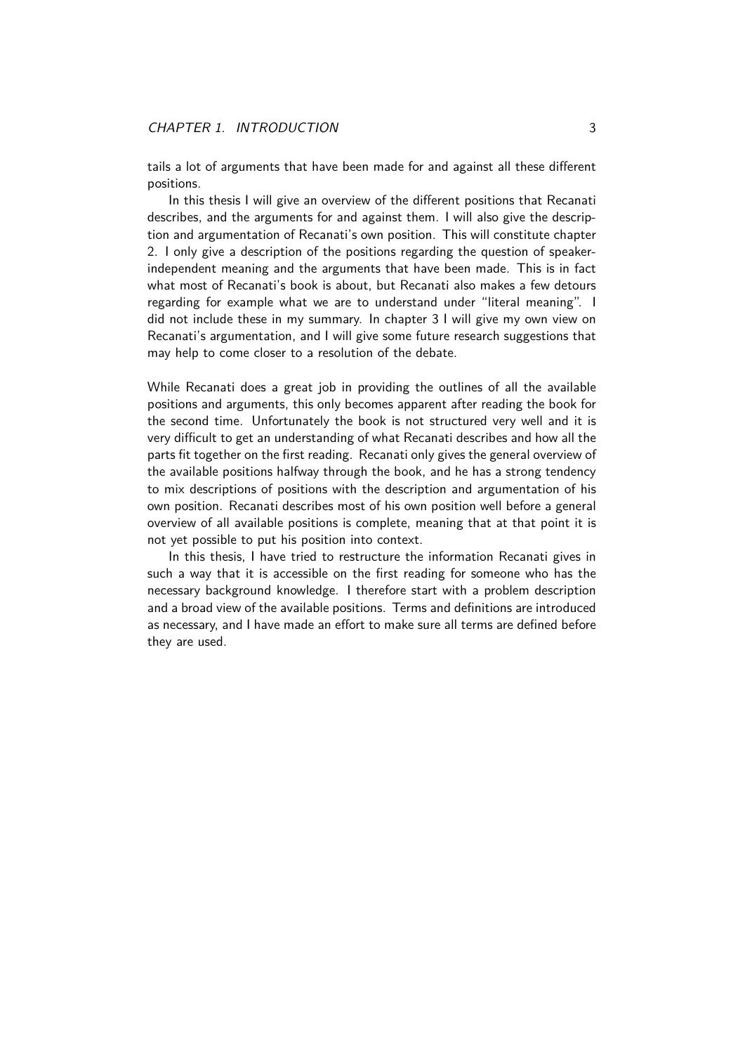tails a lot of arguments that have been made for and against all these different positions.

In this thesis I will give an overview of the different positions that Recanati describes, and the arguments for and against them. I will also give the description and argumentation of Recanati's own position. This will constitute chapter 2. I only give a description of the positions regarding the question of speaker-independent meaning and the arguments that have been made. This is in fact what most of Recanati's book is about, but Recanati also makes a few detours regarding for example what we are to understand under "literal meaning". I did not include these in my summary. In chapter 3 I will give my own view on Recanati's argumentation, and I will give some future research suggestions that may help to come closer to a resolution of the debate.

While Recanati does a great job in providing the outlines of all the available positions and arguments, this only becomes apparent after reading the book for the second time. Unfortunately the book is not structured very well and it is very difficult to get an understanding of what Recanati describes and how all the parts fit together on the first reading. Recanati only gives the general overview of the available positions halfway through the book, and he has a strong tendency to mix descriptions of positions with the description and argumentation of his own position. Recanati describes most of his own position well before a general overview of all available positions is complete, meaning that at that point it is not yet possible to put his position into context.

In this thesis, I have tried to restructure the information Recanati gives in such a way that it is accessible on the first reading for someone who has the necessary background knowledge. I therefore start with a problem description and a broad view of the available positions. Terms and definitions are introduced as necessary, and I have made an effort to make sure all terms are defined before they are used.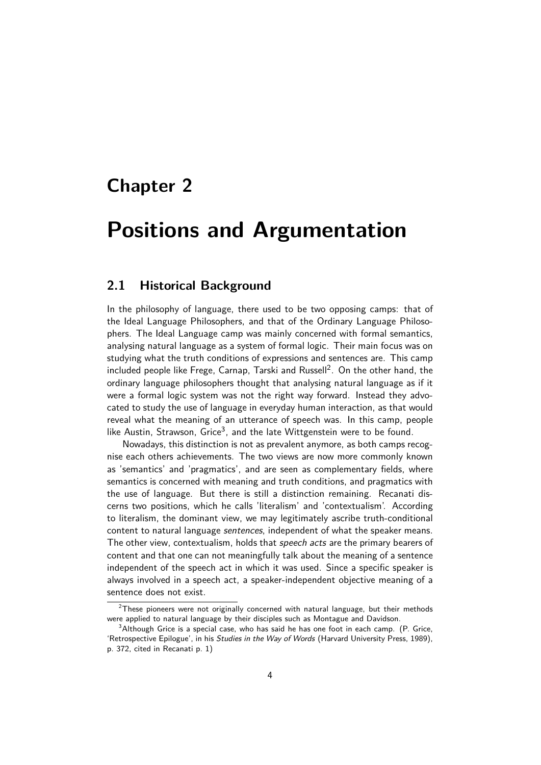# Chapter 2

# Positions and Argumentation

## 2.1 Historical Background

In the philosophy of language, there used to be two opposing camps: that of the Ideal Language Philosophers, and that of the Ordinary Language Philosophers. The Ideal Language camp was mainly concerned with formal semantics, analysing natural language as a system of formal logic. Their main focus was on studying what the truth conditions of expressions and sentences are. This camp included people like Frege, Carnap, Tarski and Russell[2]. On the other hand, the ordinary language philosophers thought that analysing natural language as if it were a formal logic system was not the right way forward. Instead they advocated to study the use of language in everyday human interaction, as that would reveal what the meaning of an utterance of speech was. In this camp, people like Austin, Strawson, Grice[3], and the late Wittgenstein were to be found.

Nowadays, this distinction is not as prevalent anymore, as both camps recognise each others achievements. The two views are now more commonly known as 'semantics' and 'pragmatics', and are seen as complementary fields, where semantics is concerned with meaning and truth conditions, and pragmatics with the use of language. But there is still a distinction remaining. Recanati discerns two positions, which he calls 'literalism' and 'contextualism'. According to literalism, the dominant view, we may legitimately ascribe truth-conditional content to natural language *sentences*, independent of what the speaker means. The other view, contextualism, holds that *speech acts* are the primary bearers of content and that one can not meaningfully talk about the meaning of a sentence independent of the speech act in which it was used. Since a specific speaker is always involved in a speech act, a speaker-independent objective meaning of a sentence does not exist.

[2] These pioneers were not originally concerned with natural language, but their methods were applied to natural language by their disciples such as Montague and Davidson.

[3] Although Grice is a special case, who has said he has one foot in each camp. (P. Grice, 'Retrospective Epilogue', in his *Studies in the Way of Words* (Harvard University Press, 1989), p. 372, cited in Recanati p. 1)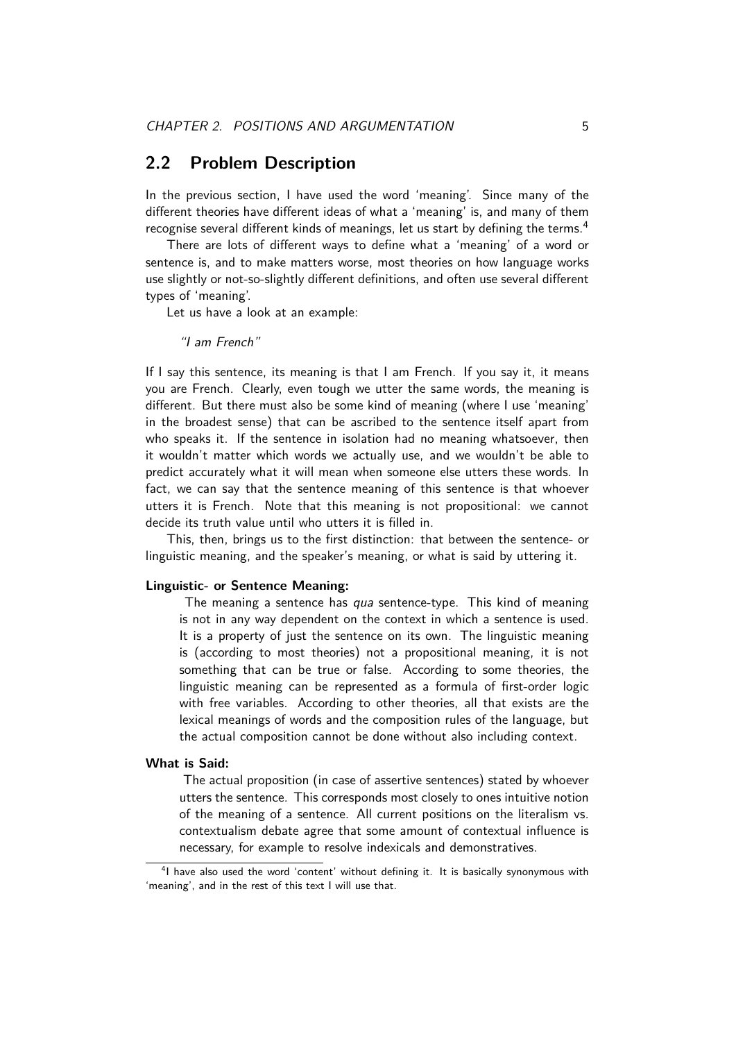## 2.2 Problem Description

In the previous section, I have used the word 'meaning'. Since many of the different theories have different ideas of what a 'meaning' is, and many of them recognise several different kinds of meanings, let us start by defining the terms.[4]

There are lots of different ways to define what a 'meaning' of a word or sentence is, and to make matters worse, most theories on how language works use slightly or not-so-slightly different definitions, and often use several different types of 'meaning'.

Let us have a look at an example:

*"I am French"*

If I say this sentence, its meaning is that I am French. If you say it, it means you are French. Clearly, even tough we utter the same words, the meaning is different. But there must also be some kind of meaning (where I use 'meaning' in the broadest sense) that can be ascribed to the sentence itself apart from who speaks it. If the sentence in isolation had no meaning whatsoever, then it wouldn't matter which words we actually use, and we wouldn't be able to predict accurately what it will mean when someone else utters these words. In fact, we can say that the sentence meaning of this sentence is that whoever utters it is French. Note that this meaning is not propositional: we cannot decide its truth value until who utters it is filled in.

This, then, brings us to the first distinction: that between the sentence- or linguistic meaning, and the speaker's meaning, or what is said by uttering it.

**Linguistic- or Sentence Meaning:**

The meaning a sentence has *qua* sentence-type. This kind of meaning is not in any way dependent on the context in which a sentence is used. It is a property of just the sentence on its own. The linguistic meaning is (according to most theories) not a propositional meaning, it is not something that can be true or false. According to some theories, the linguistic meaning can be represented as a formula of first-order logic with free variables. According to other theories, all that exists are the lexical meanings of words and the composition rules of the language, but the actual composition cannot be done without also including context.

**What is Said:**

The actual proposition (in case of assertive sentences) stated by whoever utters the sentence. This corresponds most closely to ones intuitive notion of the meaning of a sentence. All current positions on the literalism vs. contextualism debate agree that some amount of contextual influence is necessary, for example to resolve indexicals and demonstratives.

[4] I have also used the word 'content' without defining it. It is basically synonymous with 'meaning', and in the rest of this text I will use that.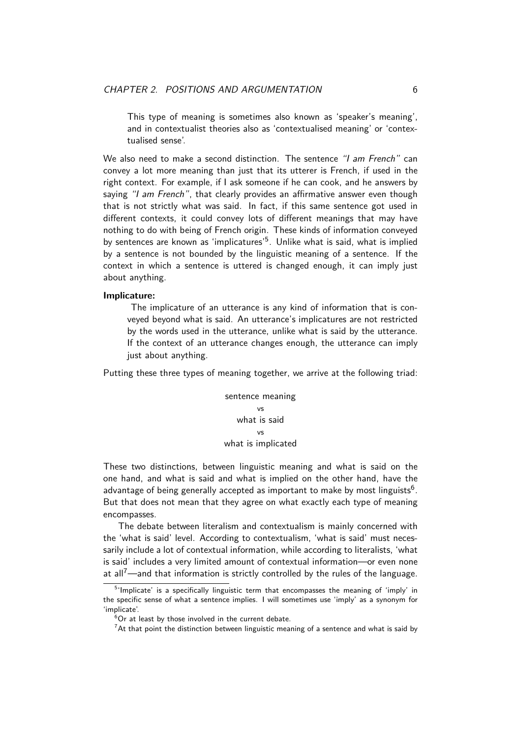This type of meaning is sometimes also known as 'speaker's meaning', and in contextualist theories also as 'contextualised meaning' or 'contextualised sense'.

We also need to make a second distinction. The sentence *"I am French"* can convey a lot more meaning than just that its utterer is French, if used in the right context. For example, if I ask someone if he can cook, and he answers by saying *"I am French"*, that clearly provides an affirmative answer even though that is not strictly what was said. In fact, if this same sentence got used in different contexts, it could convey lots of different meanings that may have nothing to do with being of French origin. These kinds of information conveyed by sentences are known as 'implicatures'[5]. Unlike what is said, what is implied by a sentence is not bounded by the linguistic meaning of a sentence. If the context in which a sentence is uttered is changed enough, it can imply just about anything.

**Implicature:**

The implicature of an utterance is any kind of information that is conveyed beyond what is said. An utterance's implicatures are not restricted by the words used in the utterance, unlike what is said by the utterance. If the context of an utterance changes enough, the utterance can imply just about anything.

Putting these three types of meaning together, we arrive at the following triad:

sentence meaning
vs
what is said
vs
what is implicated

These two distinctions, between linguistic meaning and what is said on the one hand, and what is said and what is implied on the other hand, have the advantage of being generally accepted as important to make by most linguists[6]. But that does not mean that they agree on what exactly each type of meaning encompasses.

The debate between literalism and contextualism is mainly concerned with the 'what is said' level. According to contextualism, 'what is said' must necessarily include a lot of contextual information, while according to literalists, 'what is said' includes a very limited amount of contextual information—or even none at all[7]—and that information is strictly controlled by the rules of the language.

---

[5] 'Implicate' is a specifically linguistic term that encompasses the meaning of 'imply' in the specific sense of what a sentence implies. I will sometimes use 'imply' as a synonym for 'implicate'.

[6] Or at least by those involved in the current debate.

[7] At that point the distinction between linguistic meaning of a sentence and what is said by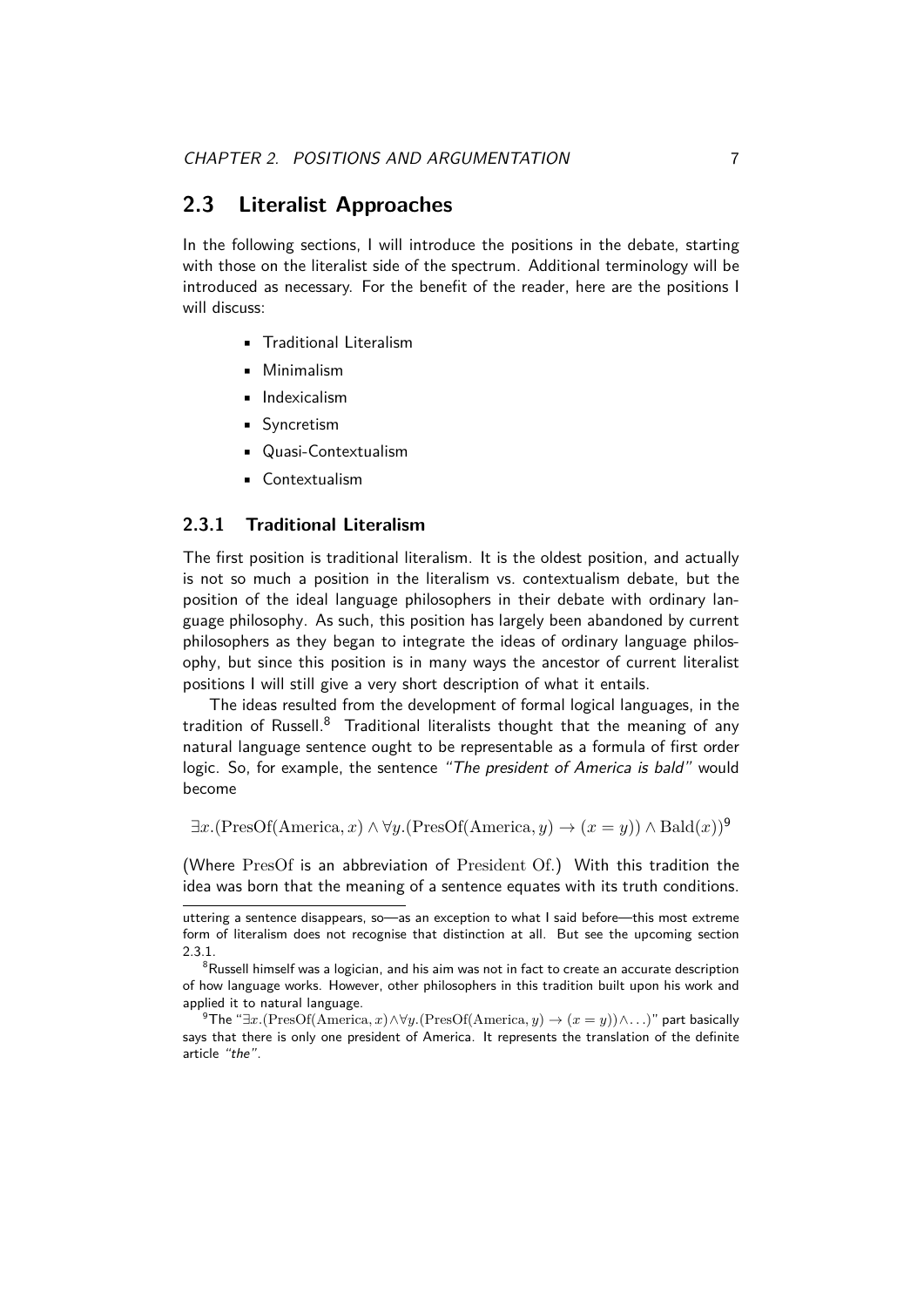## 2.3 Literalist Approaches

In the following sections, I will introduce the positions in the debate, starting with those on the literalist side of the spectrum. Additional terminology will be introduced as necessary. For the benefit of the reader, here are the positions I will discuss:

- Traditional Literalism
- Minimalism
- Indexicalism
- Syncretism
- Quasi-Contextualism
- Contextualism

### 2.3.1 Traditional Literalism

The first position is traditional literalism. It is the oldest position, and actually is not so much a position in the literalism vs. contextualism debate, but the position of the ideal language philosophers in their debate with ordinary language philosophy. As such, this position has largely been abandoned by current philosophers as they began to integrate the ideas of ordinary language philosophy, but since this position is in many ways the ancestor of current literalist positions I will still give a very short description of what it entails.

The ideas resulted from the development of formal logical languages, in the tradition of Russell.[8] Traditional literalists thought that the meaning of any natural language sentence ought to be representable as a formula of first order logic. So, for example, the sentence *"The president of America is bald"* would become

$$\exists x.(\mathrm{PresOf}(\mathrm{America}, x) \wedge \forall y.(\mathrm{PresOf}(\mathrm{America}, y) \rightarrow (x = y)) \wedge \mathrm{Bald}(x))$$ [9]

(Where $\mathrm{PresOf}$ is an abbreviation of $\mathrm{President\ Of}$.) With this tradition the idea was born that the meaning of a sentence equates with its truth conditions.

---

uttering a sentence disappears, so—as an exception to what I said before—this most extreme form of literalism does not recognise that distinction at all. But see the upcoming section 2.3.1.

[8] Russell himself was a logician, and his aim was not in fact to create an accurate description of how language works. However, other philosophers in this tradition built upon his work and applied it to natural language.

[9] The "$\exists x.(\mathrm{PresOf}(\mathrm{America}, x) \wedge \forall y.(\mathrm{PresOf}(\mathrm{America}, y) \rightarrow (x = y)) \wedge \ldots)$" part basically says that there is only one president of America. It represents the translation of the definite article *"the"*.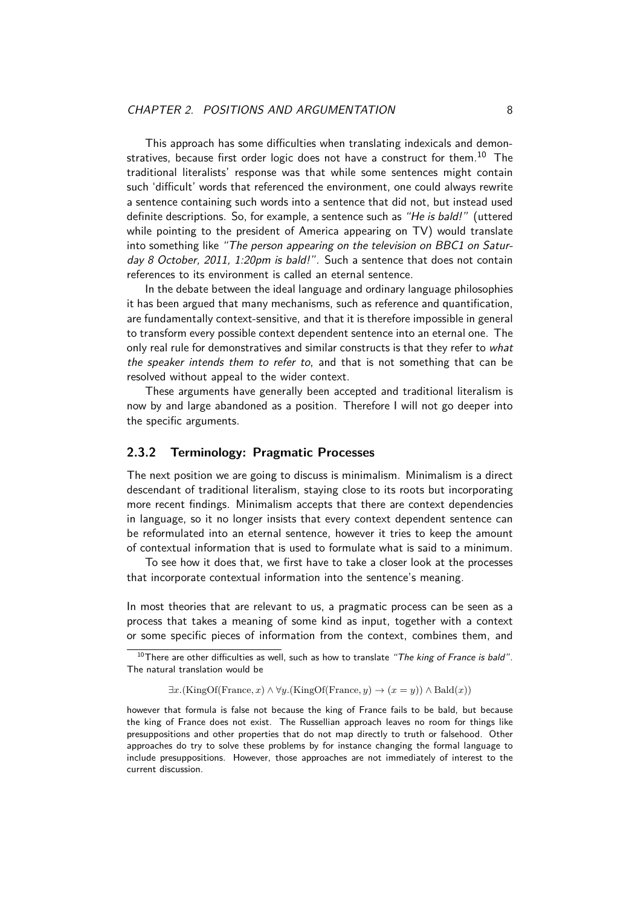This approach has some difficulties when translating indexicals and demonstratives, because first order logic does not have a construct for them.[10] The traditional literalists' response was that while some sentences might contain such 'difficult' words that referenced the environment, one could always rewrite a sentence containing such words into a sentence that did not, but instead used definite descriptions. So, for example, a sentence such as *"He is bald!"* (uttered while pointing to the president of America appearing on TV) would translate into something like *"The person appearing on the television on BBC1 on Saturday 8 October, 2011, 1:20pm is bald!"*. Such a sentence that does not contain references to its environment is called an eternal sentence.

In the debate between the ideal language and ordinary language philosophies it has been argued that many mechanisms, such as reference and quantification, are fundamentally context-sensitive, and that it is therefore impossible in general to transform every possible context dependent sentence into an eternal one. The only real rule for demonstratives and similar constructs is that they refer to *what the speaker intends them to refer to*, and that is not something that can be resolved without appeal to the wider context.

These arguments have generally been accepted and traditional literalism is now by and large abandoned as a position. Therefore I will not go deeper into the specific arguments.

### 2.3.2 Terminology: Pragmatic Processes

The next position we are going to discuss is minimalism. Minimalism is a direct descendant of traditional literalism, staying close to its roots but incorporating more recent findings. Minimalism accepts that there are context dependencies in language, so it no longer insists that every context dependent sentence can be reformulated into an eternal sentence, however it tries to keep the amount of contextual information that is used to formulate what is said to a minimum.

To see how it does that, we first have to take a closer look at the processes that incorporate contextual information into the sentence's meaning.

In most theories that are relevant to us, a pragmatic process can be seen as a process that takes a meaning of some kind as input, together with a context or some specific pieces of information from the context, combines them, and

[10] There are other difficulties as well, such as how to translate *"The king of France is bald"*. The natural translation would be

$$\exists x.(\mathrm{KingOf}(\mathrm{France}, x) \wedge \forall y.(\mathrm{KingOf}(\mathrm{France}, y) \rightarrow (x = y)) \wedge \mathrm{Bald}(x))$$

however that formula is false not because the king of France fails to be bald, but because the king of France does not exist. The Russellian approach leaves no room for things like presuppositions and other properties that do not map directly to truth or falsehood. Other approaches do try to solve these problems by for instance changing the formal language to include presuppositions. However, those approaches are not immediately of interest to the current discussion.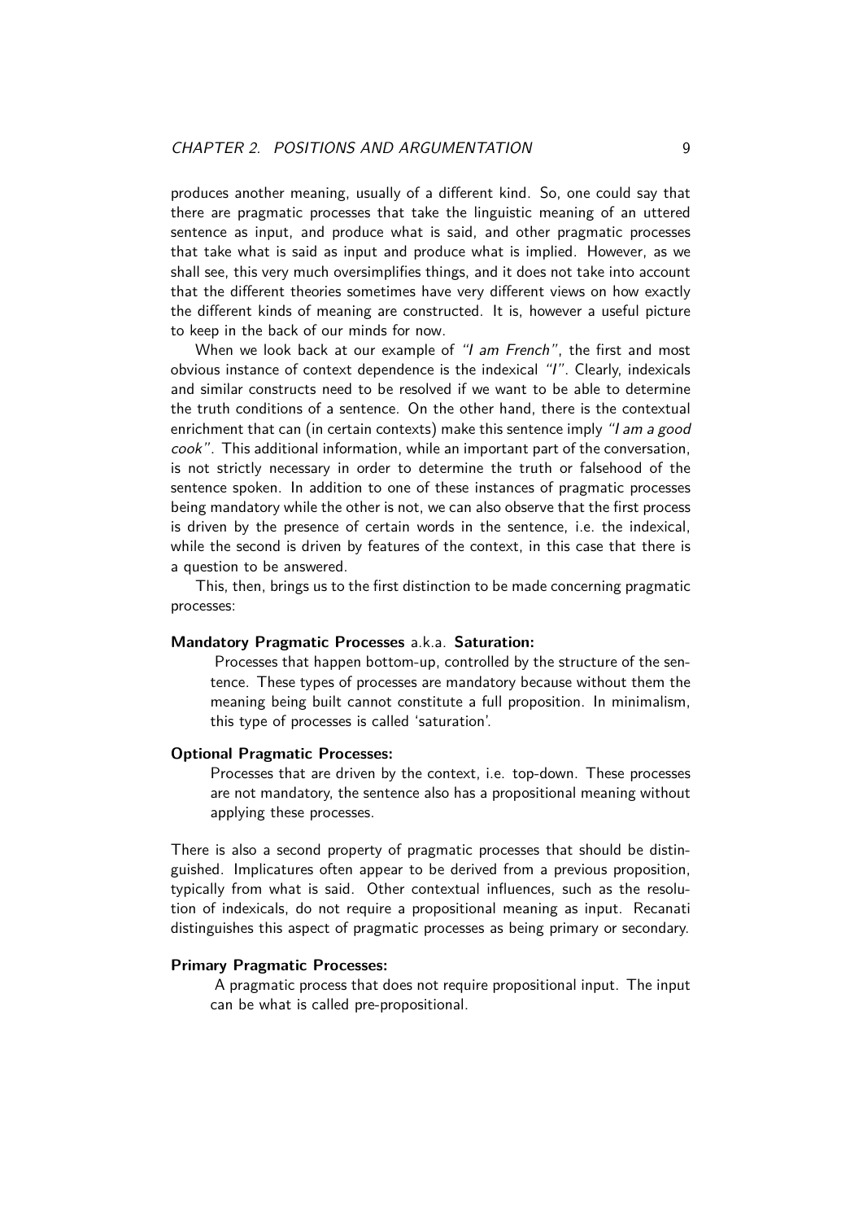produces another meaning, usually of a different kind. So, one could say that there are pragmatic processes that take the linguistic meaning of an uttered sentence as input, and produce what is said, and other pragmatic processes that take what is said as input and produce what is implied. However, as we shall see, this very much oversimplifies things, and it does not take into account that the different theories sometimes have very different views on how exactly the different kinds of meaning are constructed. It is, however a useful picture to keep in the back of our minds for now.

When we look back at our example of *"I am French"*, the first and most obvious instance of context dependence is the indexical *"I"*. Clearly, indexicals and similar constructs need to be resolved if we want to be able to determine the truth conditions of a sentence. On the other hand, there is the contextual enrichment that can (in certain contexts) make this sentence imply *"I am a good cook"*. This additional information, while an important part of the conversation, is not strictly necessary in order to determine the truth or falsehood of the sentence spoken. In addition to one of these instances of pragmatic processes being mandatory while the other is not, we can also observe that the first process is driven by the presence of certain words in the sentence, i.e. the indexical, while the second is driven by features of the context, in this case that there is a question to be answered.

This, then, brings us to the first distinction to be made concerning pragmatic processes:

**Mandatory Pragmatic Processes** a.k.a. **Saturation:**
: Processes that happen bottom-up, controlled by the structure of the sentence. These types of processes are mandatory because without them the meaning being built cannot constitute a full proposition. In minimalism, this type of processes is called 'saturation'.

**Optional Pragmatic Processes:**
: Processes that are driven by the context, i.e. top-down. These processes are not mandatory, the sentence also has a propositional meaning without applying these processes.

There is also a second property of pragmatic processes that should be distinguished. Implicatures often appear to be derived from a previous proposition, typically from what is said. Other contextual influences, such as the resolution of indexicals, do not require a propositional meaning as input. Recanati distinguishes this aspect of pragmatic processes as being primary or secondary.

**Primary Pragmatic Processes:**
: A pragmatic process that does not require propositional input. The input can be what is called pre-propositional.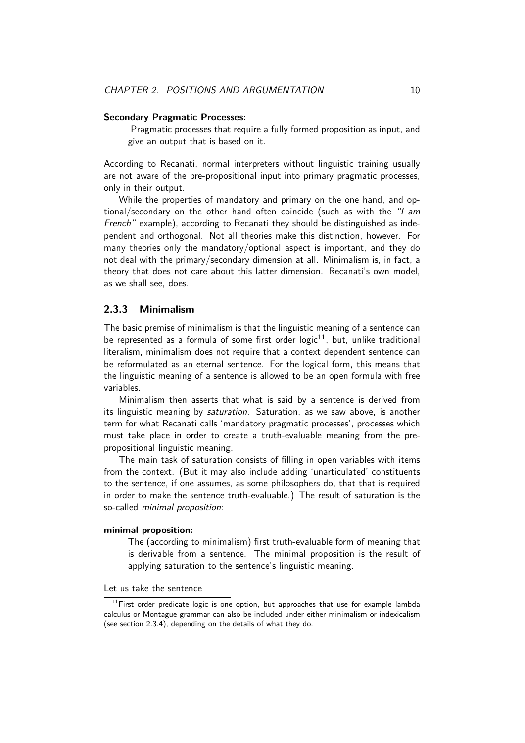**Secondary Pragmatic Processes:**

Pragmatic processes that require a fully formed proposition as input, and give an output that is based on it.

According to Recanati, normal interpreters without linguistic training usually are not aware of the pre-propositional input into primary pragmatic processes, only in their output.

While the properties of mandatory and primary on the one hand, and optional/secondary on the other hand often coincide (such as with the *"I am French"* example), according to Recanati they should be distinguished as independent and orthogonal. Not all theories make this distinction, however. For many theories only the mandatory/optional aspect is important, and they do not deal with the primary/secondary dimension at all. Minimalism is, in fact, a theory that does not care about this latter dimension. Recanati's own model, as we shall see, does.

### 2.3.3 Minimalism

The basic premise of minimalism is that the linguistic meaning of a sentence can be represented as a formula of some first order logic[11], but, unlike traditional literalism, minimalism does not require that a context dependent sentence can be reformulated as an eternal sentence. For the logical form, this means that the linguistic meaning of a sentence is allowed to be an open formula with free variables.

Minimalism then asserts that what is said by a sentence is derived from its linguistic meaning by *saturation*. Saturation, as we saw above, is another term for what Recanati calls 'mandatory pragmatic processes', processes which must take place in order to create a truth-evaluable meaning from the pre-propositional linguistic meaning.

The main task of saturation consists of filling in open variables with items from the context. (But it may also include adding 'unarticulated' constituents to the sentence, if one assumes, as some philosophers do, that that is required in order to make the sentence truth-evaluable.) The result of saturation is the so-called *minimal proposition*:

**minimal proposition:**

The (according to minimalism) first truth-evaluable form of meaning that is derivable from a sentence. The minimal proposition is the result of applying saturation to the sentence's linguistic meaning.

Let us take the sentence

[11] First order predicate logic is one option, but approaches that use for example lambda calculus or Montague grammar can also be included under either minimalism or indexicalism (see section 2.3.4), depending on the details of what they do.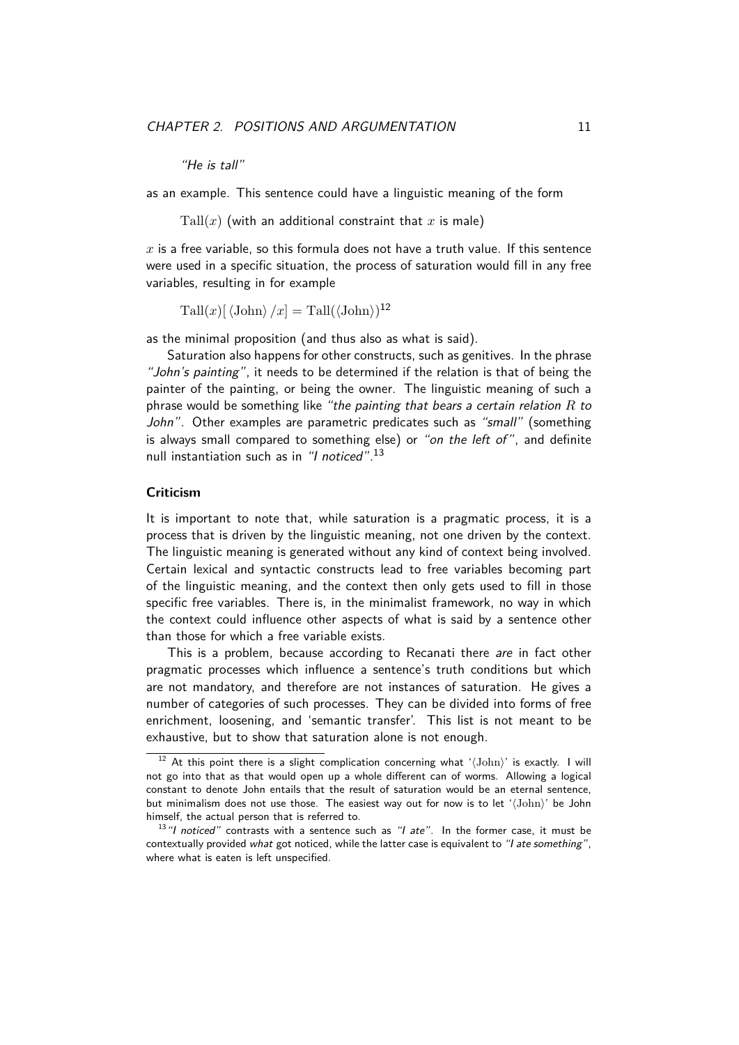*"He is tall"*

as an example. This sentence could have a linguistic meaning of the form

$\text{Tall}(x)$ (with an additional constraint that $x$ is male)

$x$ is a free variable, so this formula does not have a truth value. If this sentence were used in a specific situation, the process of saturation would fill in any free variables, resulting in for example

$\text{Tall}(x)[\langle\text{John}\rangle/x] = \text{Tall}(\langle\text{John}\rangle)$[12]

as the minimal proposition (and thus also as what is said).

Saturation also happens for other constructs, such as genitives. In the phrase *"John's painting"*, it needs to be determined if the relation is that of being the painter of the painting, or being the owner. The linguistic meaning of such a phrase would be something like *"the painting that bears a certain relation $R$ to John"*. Other examples are parametric predicates such as *"small"* (something is always small compared to something else) or *"on the left of"*, and definite null instantiation such as in *"I noticed"*.[13]

#### Criticism

It is important to note that, while saturation is a pragmatic process, it is a process that is driven by the linguistic meaning, not one driven by the context. The linguistic meaning is generated without any kind of context being involved. Certain lexical and syntactic constructs lead to free variables becoming part of the linguistic meaning, and the context then only gets used to fill in those specific free variables. There is, in the minimalist framework, no way in which the context could influence other aspects of what is said by a sentence other than those for which a free variable exists.

This is a problem, because according to Recanati there *are* in fact other pragmatic processes which influence a sentence's truth conditions but which are not mandatory, and therefore are not instances of saturation. He gives a number of categories of such processes. They can be divided into forms of free enrichment, loosening, and 'semantic transfer'. This list is not meant to be exhaustive, but to show that saturation alone is not enough.

---

[12] At this point there is a slight complication concerning what '$\langle\text{John}\rangle$' is exactly. I will not go into that as that would open up a whole different can of worms. Allowing a logical constant to denote John entails that the result of saturation would be an eternal sentence, but minimalism does not use those. The easiest way out for now is to let '$\langle\text{John}\rangle$' be John himself, the actual person that is referred to.

[13] *"I noticed"* contrasts with a sentence such as *"I ate"*. In the former case, it must be contextually provided *what* got noticed, while the latter case is equivalent to *"I ate something"*, where what is eaten is left unspecified.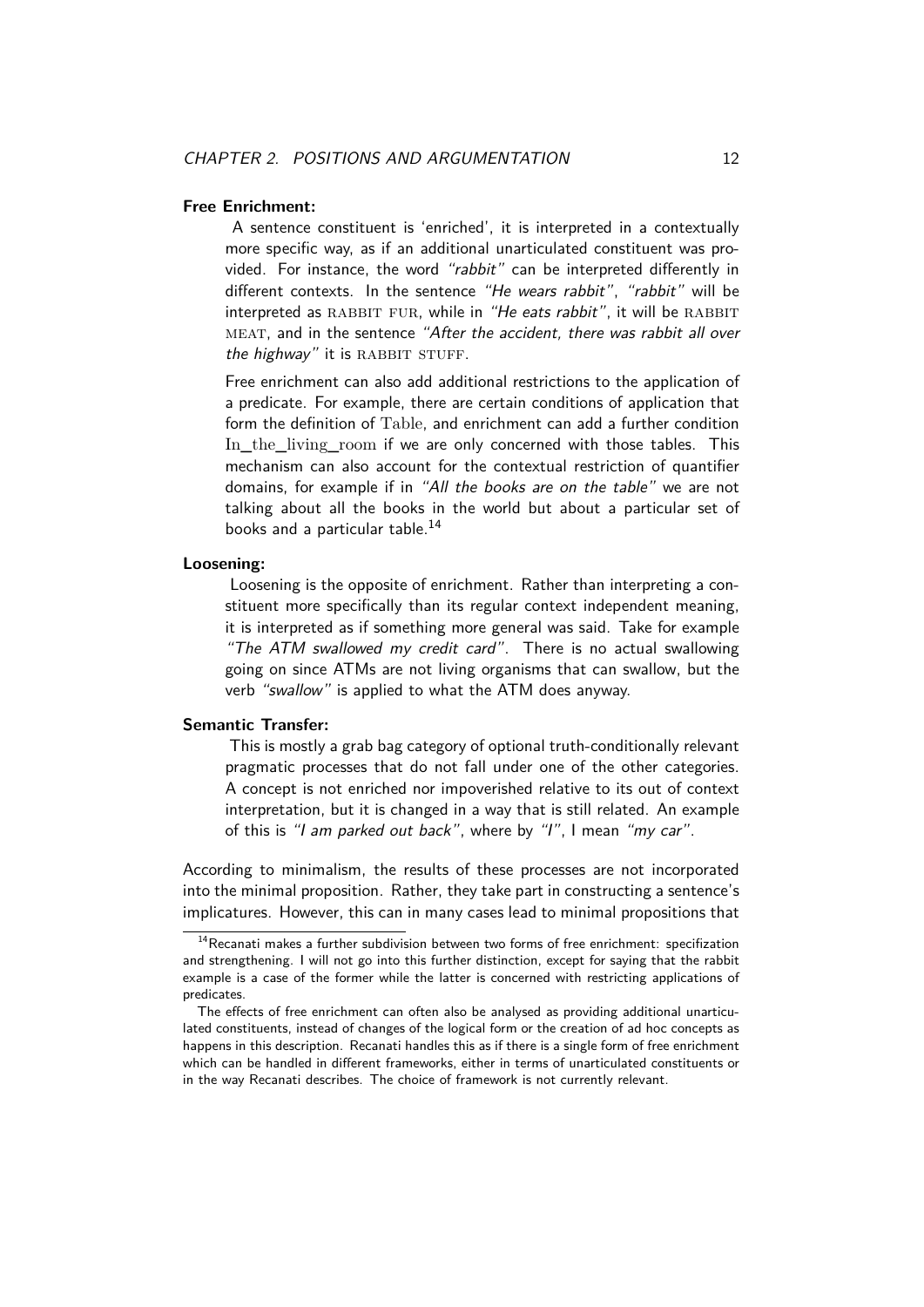**Free Enrichment:**

A sentence constituent is 'enriched', it is interpreted in a contextually more specific way, as if an additional unarticulated constituent was provided. For instance, the word *"rabbit"* can be interpreted differently in different contexts. In the sentence *"He wears rabbit"*, *"rabbit"* will be interpreted as RABBIT FUR, while in *"He eats rabbit"*, it will be RABBIT MEAT, and in the sentence *"After the accident, there was rabbit all over the highway"* it is RABBIT STUFF.

Free enrichment can also add additional restrictions to the application of a predicate. For example, there are certain conditions of application that form the definition of Table, and enrichment can add a further condition In_the_living_room if we are only concerned with those tables. This mechanism can also account for the contextual restriction of quantifier domains, for example if in *"All the books are on the table"* we are not talking about all the books in the world but about a particular set of books and a particular table.[14]

**Loosening:**

Loosening is the opposite of enrichment. Rather than interpreting a constituent more specifically than its regular context independent meaning, it is interpreted as if something more general was said. Take for example *"The ATM swallowed my credit card"*. There is no actual swallowing going on since ATMs are not living organisms that can swallow, but the verb *"swallow"* is applied to what the ATM does anyway.

**Semantic Transfer:**

This is mostly a grab bag category of optional truth-conditionally relevant pragmatic processes that do not fall under one of the other categories. A concept is not enriched nor impoverished relative to its out of context interpretation, but it is changed in a way that is still related. An example of this is *"I am parked out back"*, where by *"I"*, I mean *"my car"*.

According to minimalism, the results of these processes are not incorporated into the minimal proposition. Rather, they take part in constructing a sentence's implicatures. However, this can in many cases lead to minimal propositions that

[14] Recanati makes a further subdivision between two forms of free enrichment: specifization and strengthening. I will not go into this further distinction, except for saying that the rabbit example is a case of the former while the latter is concerned with restricting applications of predicates.

The effects of free enrichment can often also be analysed as providing additional unarticulated constituents, instead of changes of the logical form or the creation of ad hoc concepts as happens in this description. Recanati handles this as if there is a single form of free enrichment which can be handled in different frameworks, either in terms of unarticulated constituents or in the way Recanati describes. The choice of framework is not currently relevant.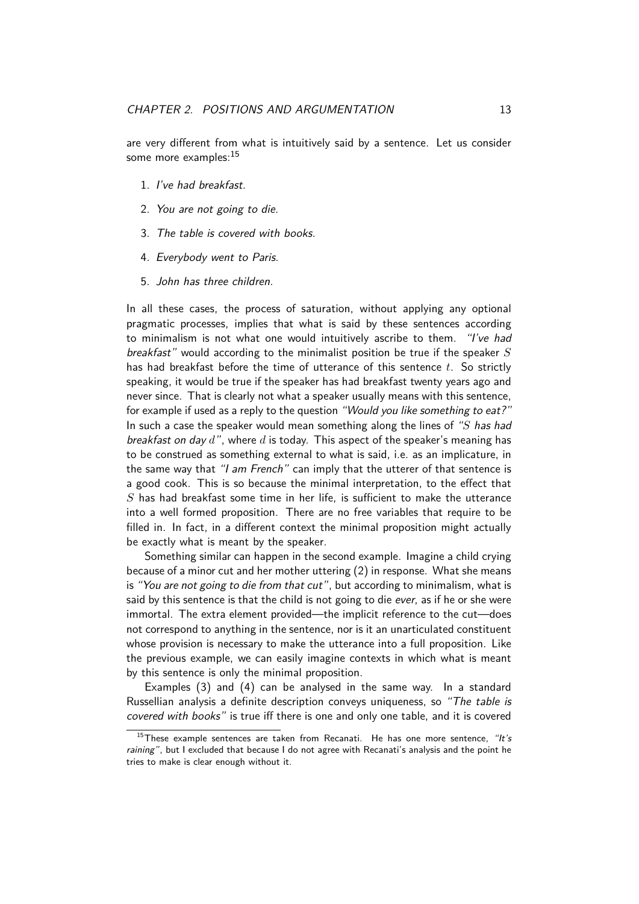are very different from what is intuitively said by a sentence. Let us consider some more examples:[15]

1. *I've had breakfast.*
2. *You are not going to die.*
3. *The table is covered with books.*
4. *Everybody went to Paris.*
5. *John has three children.*

In all these cases, the process of saturation, without applying any optional pragmatic processes, implies that what is said by these sentences according to minimalism is not what one would intuitively ascribe to them. *"I've had breakfast"* would according to the minimalist position be true if the speaker $S$ has had breakfast before the time of utterance of this sentence $t$. So strictly speaking, it would be true if the speaker has had breakfast twenty years ago and never since. That is clearly not what a speaker usually means with this sentence, for example if used as a reply to the question *"Would you like something to eat?"* In such a case the speaker would mean something along the lines of *"$S$ has had breakfast on day $d$"*, where $d$ is today. This aspect of the speaker's meaning has to be construed as something external to what is said, i.e. as an implicature, in the same way that *"I am French"* can imply that the utterer of that sentence is a good cook. This is so because the minimal interpretation, to the effect that $S$ has had breakfast some time in her life, is sufficient to make the utterance into a well formed proposition. There are no free variables that require to be filled in. In fact, in a different context the minimal proposition might actually be exactly what is meant by the speaker.

Something similar can happen in the second example. Imagine a child crying because of a minor cut and her mother uttering (2) in response. What she means is *"You are not going to die from that cut"*, but according to minimalism, what is said by this sentence is that the child is not going to die *ever*, as if he or she were immortal. The extra element provided—the implicit reference to the cut—does not correspond to anything in the sentence, nor is it an unarticulated constituent whose provision is necessary to make the utterance into a full proposition. Like the previous example, we can easily imagine contexts in which what is meant by this sentence is only the minimal proposition.

Examples (3) and (4) can be analysed in the same way. In a standard Russellian analysis a definite description conveys uniqueness, so *"The table is covered with books"* is true iff there is one and only one table, and it is covered

[15] These example sentences are taken from Recanati. He has one more sentence, *"It's raining"*, but I excluded that because I do not agree with Recanati's analysis and the point he tries to make is clear enough without it.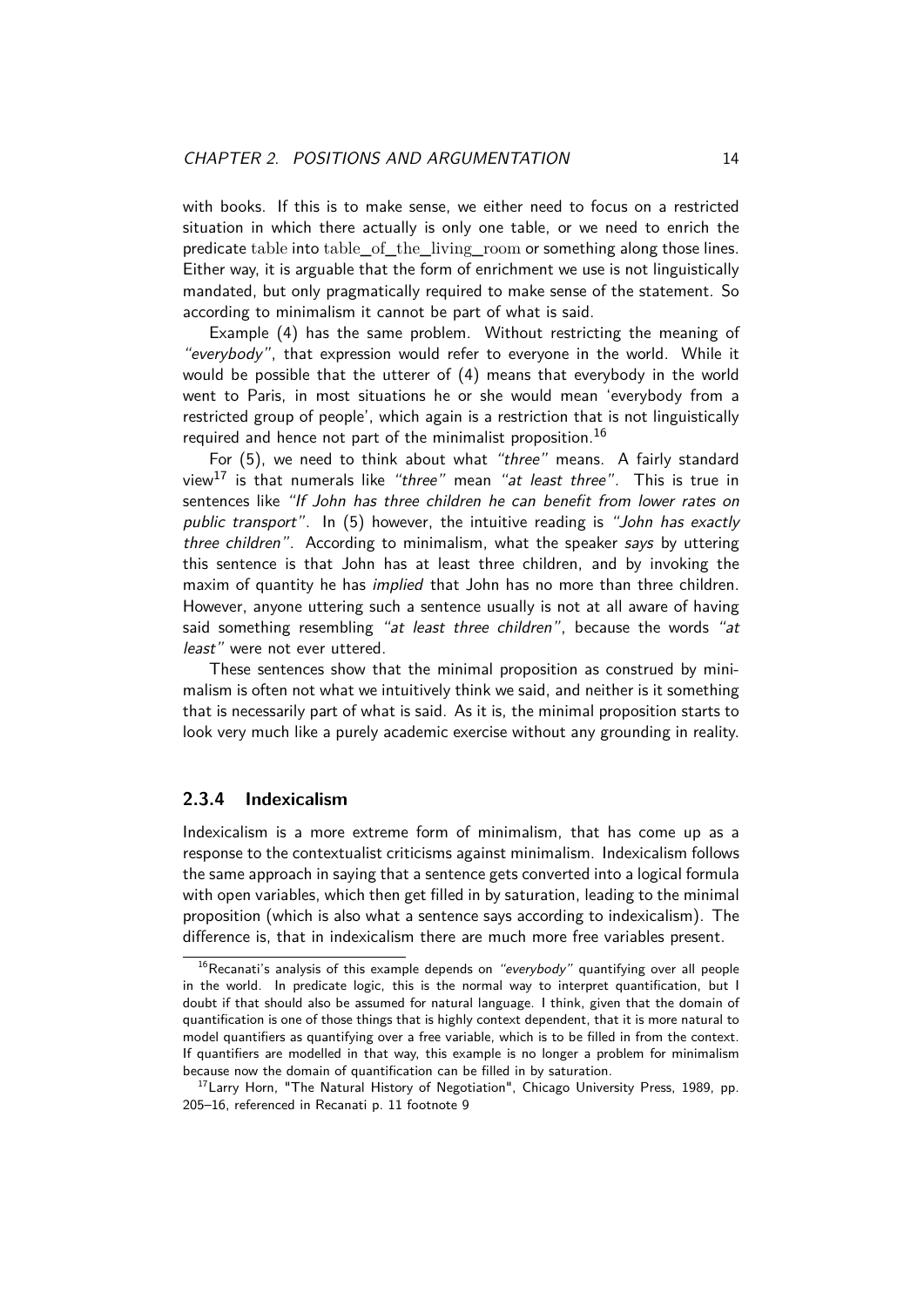with books. If this is to make sense, we either need to focus on a restricted situation in which there actually is only one table, or we need to enrich the predicate $\mathrm{table}$ into $\mathrm{table\_of\_the\_living\_room}$ or something along those lines. Either way, it is arguable that the form of enrichment we use is not linguistically mandated, but only pragmatically required to make sense of the statement. So according to minimalism it cannot be part of what is said.

Example (4) has the same problem. Without restricting the meaning of *"everybody"*, that expression would refer to everyone in the world. While it would be possible that the utterer of (4) means that everybody in the world went to Paris, in most situations he or she would mean 'everybody from a restricted group of people', which again is a restriction that is not linguistically required and hence not part of the minimalist proposition.[16]

For (5), we need to think about what *"three"* means. A fairly standard view[17] is that numerals like *"three"* mean *"at least three"*. This is true in sentences like *"If John has three children he can benefit from lower rates on public transport"*. In (5) however, the intuitive reading is *"John has exactly three children"*. According to minimalism, what the speaker *says* by uttering this sentence is that John has at least three children, and by invoking the maxim of quantity he has *implied* that John has no more than three children. However, anyone uttering such a sentence usually is not at all aware of having said something resembling *"at least three children"*, because the words *"at least"* were not ever uttered.

These sentences show that the minimal proposition as construed by minimalism is often not what we intuitively think we said, and neither is it something that is necessarily part of what is said. As it is, the minimal proposition starts to look very much like a purely academic exercise without any grounding in reality.

### 2.3.4 Indexicalism

Indexicalism is a more extreme form of minimalism, that has come up as a response to the contextualist criticisms against minimalism. Indexicalism follows the same approach in saying that a sentence gets converted into a logical formula with open variables, which then get filled in by saturation, leading to the minimal proposition (which is also what a sentence says according to indexicalism). The difference is, that in indexicalism there are much more free variables present.

[16] Recanati's analysis of this example depends on *"everybody"* quantifying over all people in the world. In predicate logic, this is the normal way to interpret quantification, but I doubt if that should also be assumed for natural language. I think, given that the domain of quantification is one of those things that is highly context dependent, that it is more natural to model quantifiers as quantifying over a free variable, which is to be filled in from the context. If quantifiers are modelled in that way, this example is no longer a problem for minimalism because now the domain of quantification can be filled in by saturation.

[17] Larry Horn, "The Natural History of Negotiation", Chicago University Press, 1989, pp. 205–16, referenced in Recanati p. 11 footnote 9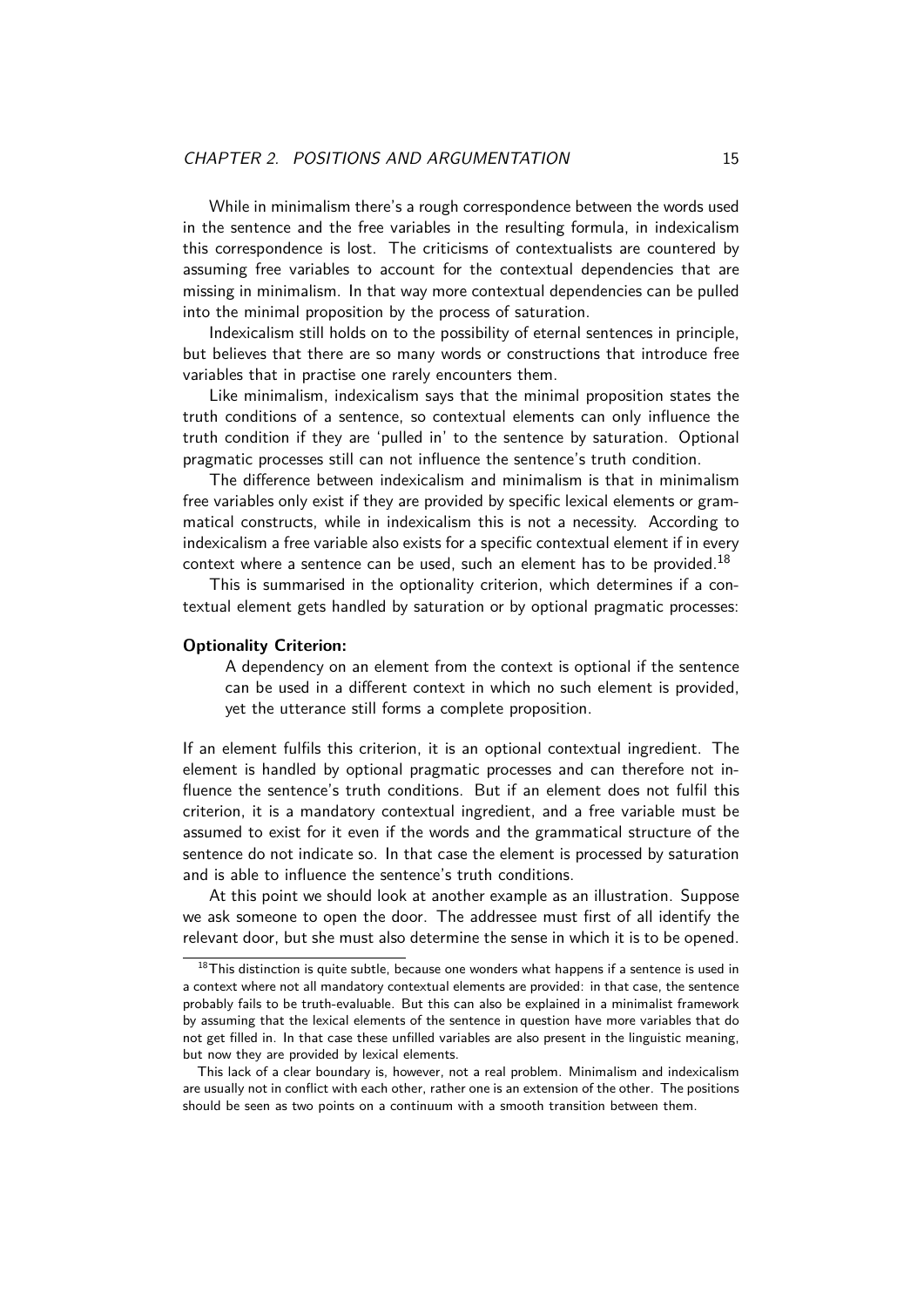While in minimalism there's a rough correspondence between the words used in the sentence and the free variables in the resulting formula, in indexicalism this correspondence is lost. The criticisms of contextualists are countered by assuming free variables to account for the contextual dependencies that are missing in minimalism. In that way more contextual dependencies can be pulled into the minimal proposition by the process of saturation.

Indexicalism still holds on to the possibility of eternal sentences in principle, but believes that there are so many words or constructions that introduce free variables that in practise one rarely encounters them.

Like minimalism, indexicalism says that the minimal proposition states the truth conditions of a sentence, so contextual elements can only influence the truth condition if they are 'pulled in' to the sentence by saturation. Optional pragmatic processes still can not influence the sentence's truth condition.

The difference between indexicalism and minimalism is that in minimalism free variables only exist if they are provided by specific lexical elements or grammatical constructs, while in indexicalism this is not a necessity. According to indexicalism a free variable also exists for a specific contextual element if in every context where a sentence can be used, such an element has to be provided.[18]

This is summarised in the optionality criterion, which determines if a contextual element gets handled by saturation or by optional pragmatic processes:

**Optionality Criterion:**

> A dependency on an element from the context is optional if the sentence can be used in a different context in which no such element is provided, yet the utterance still forms a complete proposition.

If an element fulfils this criterion, it is an optional contextual ingredient. The element is handled by optional pragmatic processes and can therefore not influence the sentence's truth conditions. But if an element does not fulfil this criterion, it is a mandatory contextual ingredient, and a free variable must be assumed to exist for it even if the words and the grammatical structure of the sentence do not indicate so. In that case the element is processed by saturation and is able to influence the sentence's truth conditions.

At this point we should look at another example as an illustration. Suppose we ask someone to open the door. The addressee must first of all identify the relevant door, but she must also determine the sense in which it is to be opened.

[18] This distinction is quite subtle, because one wonders what happens if a sentence is used in a context where not all mandatory contextual elements are provided: in that case, the sentence probably fails to be truth-evaluable. But this can also be explained in a minimalist framework by assuming that the lexical elements of the sentence in question have more variables that do not get filled in. In that case these unfilled variables are also present in the linguistic meaning, but now they are provided by lexical elements.

This lack of a clear boundary is, however, not a real problem. Minimalism and indexicalism are usually not in conflict with each other, rather one is an extension of the other. The positions should be seen as two points on a continuum with a smooth transition between them.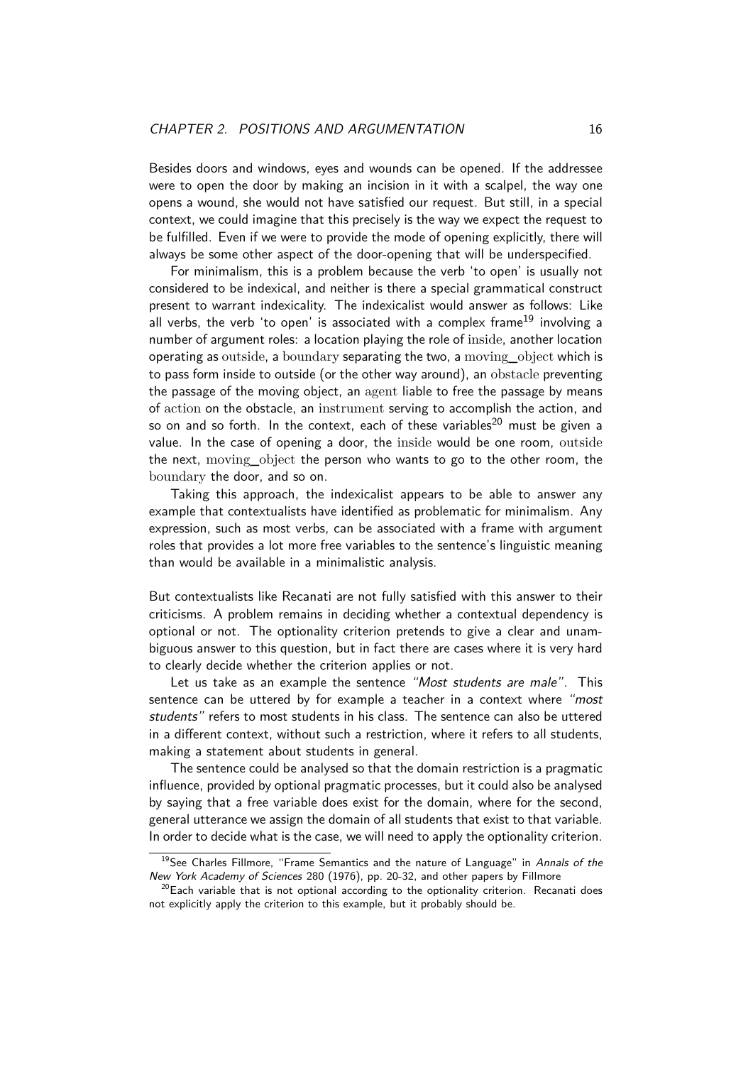Besides doors and windows, eyes and wounds can be opened. If the addressee were to open the door by making an incision in it with a scalpel, the way one opens a wound, she would not have satisfied our request. But still, in a special context, we could imagine that this precisely is the way we expect the request to be fulfilled. Even if we were to provide the mode of opening explicitly, there will always be some other aspect of the door-opening that will be underspecified.

For minimalism, this is a problem because the verb 'to open' is usually not considered to be indexical, and neither is there a special grammatical construct present to warrant indexicality. The indexicalist would answer as follows: Like all verbs, the verb 'to open' is associated with a complex frame[19] involving a number of argument roles: a location playing the role of inside, another location operating as outside, a boundary separating the two, a moving_object which is to pass form inside to outside (or the other way around), an obstacle preventing the passage of the moving object, an agent liable to free the passage by means of action on the obstacle, an instrument serving to accomplish the action, and so on and so forth. In the context, each of these variables[20] must be given a value. In the case of opening a door, the inside would be one room, outside the next, moving_object the person who wants to go to the other room, the boundary the door, and so on.

Taking this approach, the indexicalist appears to be able to answer any example that contextualists have identified as problematic for minimalism. Any expression, such as most verbs, can be associated with a frame with argument roles that provides a lot more free variables to the sentence's linguistic meaning than would be available in a minimalistic analysis.

But contextualists like Recanati are not fully satisfied with this answer to their criticisms. A problem remains in deciding whether a contextual dependency is optional or not. The optionality criterion pretends to give a clear and unambiguous answer to this question, but in fact there are cases where it is very hard to clearly decide whether the criterion applies or not.

Let us take as an example the sentence *"Most students are male"*. This sentence can be uttered by for example a teacher in a context where *"most students"* refers to most students in his class. The sentence can also be uttered in a different context, without such a restriction, where it refers to all students, making a statement about students in general.

The sentence could be analysed so that the domain restriction is a pragmatic influence, provided by optional pragmatic processes, but it could also be analysed by saying that a free variable does exist for the domain, where for the second, general utterance we assign the domain of all students that exist to that variable. In order to decide what is the case, we will need to apply the optionality criterion.

[19] See Charles Fillmore, "Frame Semantics and the nature of Language" in *Annals of the New York Academy of Sciences* 280 (1976), pp. 20-32, and other papers by Fillmore

[20] Each variable that is not optional according to the optionality criterion. Recanati does not explicitly apply the criterion to this example, but it probably should be.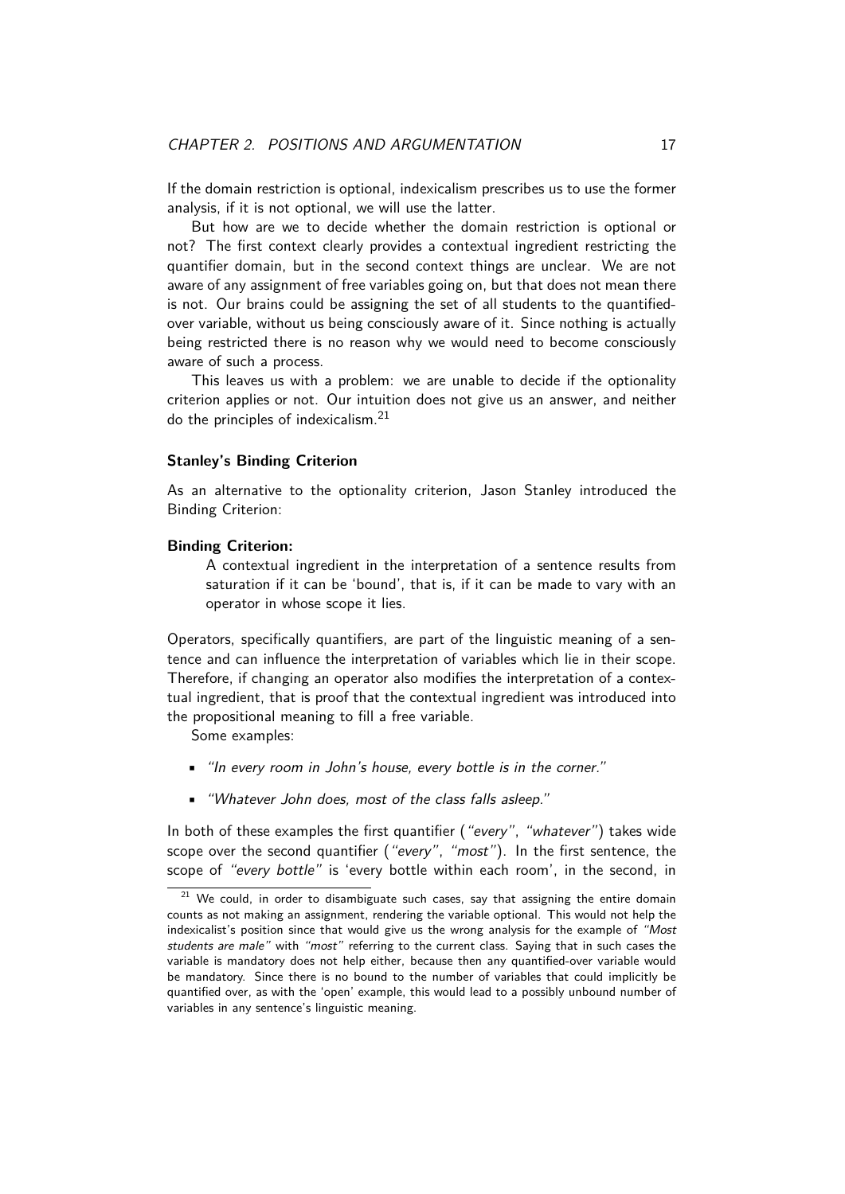If the domain restriction is optional, indexicalism prescribes us to use the former analysis, if it is not optional, we will use the latter.

But how are we to decide whether the domain restriction is optional or not? The first context clearly provides a contextual ingredient restricting the quantifier domain, but in the second context things are unclear. We are not aware of any assignment of free variables going on, but that does not mean there is not. Our brains could be assigning the set of all students to the quantified-over variable, without us being consciously aware of it. Since nothing is actually being restricted there is no reason why we would need to become consciously aware of such a process.

This leaves us with a problem: we are unable to decide if the optionality criterion applies or not. Our intuition does not give us an answer, and neither do the principles of indexicalism.[21]

#### Stanley's Binding Criterion

As an alternative to the optionality criterion, Jason Stanley introduced the Binding Criterion:

**Binding Criterion:**

> A contextual ingredient in the interpretation of a sentence results from saturation if it can be 'bound', that is, if it can be made to vary with an operator in whose scope it lies.

Operators, specifically quantifiers, are part of the linguistic meaning of a sentence and can influence the interpretation of variables which lie in their scope. Therefore, if changing an operator also modifies the interpretation of a contextual ingredient, that is proof that the contextual ingredient was introduced into the propositional meaning to fill a free variable.

Some examples:

- *"In every room in John's house, every bottle is in the corner."*
- *"Whatever John does, most of the class falls asleep."*

In both of these examples the first quantifier (*"every"*, *"whatever"*) takes wide scope over the second quantifier (*"every"*, *"most"*). In the first sentence, the scope of *"every bottle"* is 'every bottle within each room', in the second, in

[21] We could, in order to disambiguate such cases, say that assigning the entire domain counts as not making an assignment, rendering the variable optional. This would not help the indexicalist's position since that would give us the wrong analysis for the example of *"Most students are male"* with *"most"* referring to the current class. Saying that in such cases the variable is mandatory does not help either, because then any quantified-over variable would be mandatory. Since there is no bound to the number of variables that could implicitly be quantified over, as with the 'open' example, this would lead to a possibly unbound number of variables in any sentence's linguistic meaning.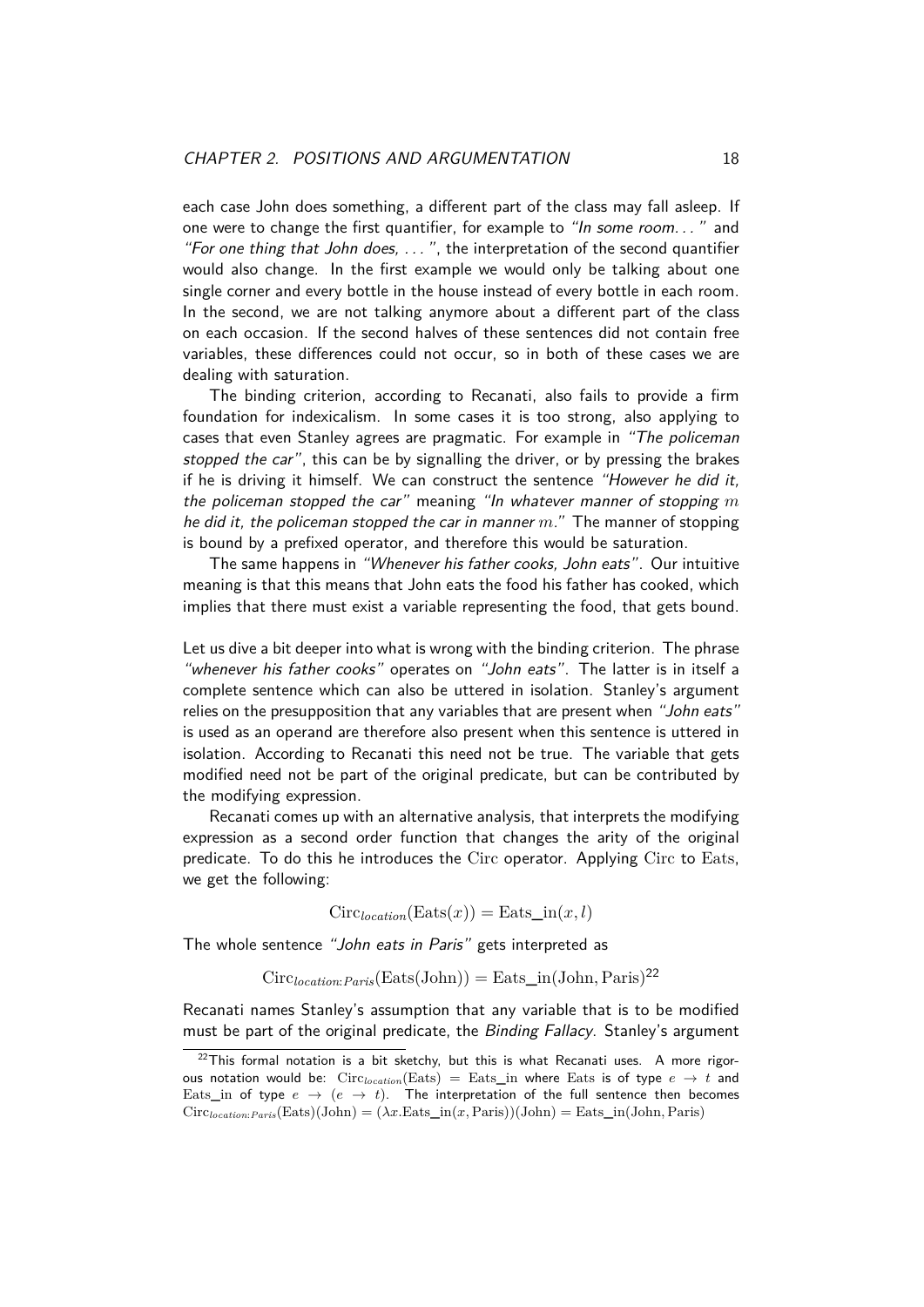each case John does something, a different part of the class may fall asleep. If one were to change the first quantifier, for example to *"In some room. . . "* and *"For one thing that John does, . . . "*, the interpretation of the second quantifier would also change. In the first example we would only be talking about one single corner and every bottle in the house instead of every bottle in each room. In the second, we are not talking anymore about a different part of the class on each occasion. If the second halves of these sentences did not contain free variables, these differences could not occur, so in both of these cases we are dealing with saturation.

The binding criterion, according to Recanati, also fails to provide a firm foundation for indexicalism. In some cases it is too strong, also applying to cases that even Stanley agrees are pragmatic. For example in *"The policeman stopped the car"*, this can be by signalling the driver, or by pressing the brakes if he is driving it himself. We can construct the sentence *"However he did it, the policeman stopped the car"* meaning *"In whatever manner of stopping $m$ he did it, the policeman stopped the car in manner $m$."* The manner of stopping is bound by a prefixed operator, and therefore this would be saturation.

The same happens in *"Whenever his father cooks, John eats"*. Our intuitive meaning is that this means that John eats the food his father has cooked, which implies that there must exist a variable representing the food, that gets bound.

Let us dive a bit deeper into what is wrong with the binding criterion. The phrase *"whenever his father cooks"* operates on *"John eats"*. The latter is in itself a complete sentence which can also be uttered in isolation. Stanley's argument relies on the presupposition that any variables that are present when *"John eats"* is used as an operand are therefore also present when this sentence is uttered in isolation. According to Recanati this need not be true. The variable that gets modified need not be part of the original predicate, but can be contributed by the modifying expression.

Recanati comes up with an alternative analysis, that interprets the modifying expression as a second order function that changes the arity of the original predicate. To do this he introduces the Circ operator. Applying Circ to Eats, we get the following:

$$\mathrm{Circ}_{location}(\mathrm{Eats}(x)) = \mathrm{Eats\_in}(x, l)$$

The whole sentence *"John eats in Paris"* gets interpreted as

$$\mathrm{Circ}_{location:Paris}(\mathrm{Eats}(\mathrm{John})) = \mathrm{Eats\_in}(\mathrm{John}, \mathrm{Paris})$$ [22]

Recanati names Stanley's assumption that any variable that is to be modified must be part of the original predicate, the *Binding Fallacy*. Stanley's argument

[22] This formal notation is a bit sketchy, but this is what Recanati uses. A more rigorous notation would be: $\mathrm{Circ}_{location}(\mathrm{Eats}) = \mathrm{Eats\_in}$ where Eats is of type $e \to t$ and Eats_in of type $e \to (e \to t)$. The interpretation of the full sentence then becomes $\mathrm{Circ}_{location:Paris}(\mathrm{Eats})(\mathrm{John}) = (\lambda x.\mathrm{Eats\_in}(x, \mathrm{Paris}))(\mathrm{John}) = \mathrm{Eats\_in}(\mathrm{John}, \mathrm{Paris})$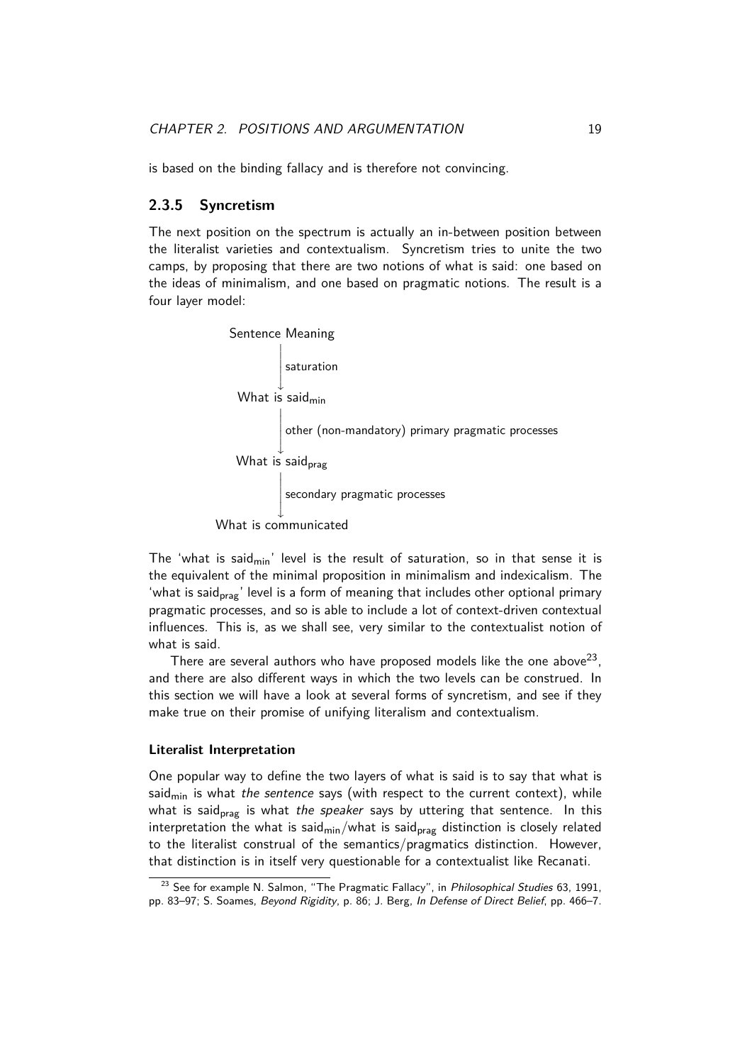is based on the binding fallacy and is therefore not convincing.

### 2.3.5 Syncretism

The next position on the spectrum is actually an in-between position between the literalist varieties and contextualism. Syncretism tries to unite the two camps, by proposing that there are two notions of what is said: one based on the ideas of minimalism, and one based on pragmatic notions. The result is a four layer model:

```
Sentence Meaning
        |
        | saturation
        ↓
What is said_min
        |
        | other (non-mandatory) primary pragmatic processes
        ↓
What is said_prag
        |
        | secondary pragmatic processes
        ↓
What is communicated
```

The 'what is said$_{\text{min}}$' level is the result of saturation, so in that sense it is the equivalent of the minimal proposition in minimalism and indexicalism. The 'what is said$_{\text{prag}}$' level is a form of meaning that includes other optional primary pragmatic processes, and so is able to include a lot of context-driven contextual influences. This is, as we shall see, very similar to the contextualist notion of what is said.

There are several authors who have proposed models like the one above[23], and there are also different ways in which the two levels can be construed. In this section we will have a look at several forms of syncretism, and see if they make true on their promise of unifying literalism and contextualism.

**Literalist Interpretation**

One popular way to define the two layers of what is said is to say that what is said$_{\text{min}}$ is what *the sentence* says (with respect to the current context), while what is said$_{\text{prag}}$ is what *the speaker* says by uttering that sentence. In this interpretation the what is said$_{\text{min}}$/what is said$_{\text{prag}}$ distinction is closely related to the literalist construal of the semantics/pragmatics distinction. However, that distinction is in itself very questionable for a contextualist like Recanati.

---

[23] See for example N. Salmon, "The Pragmatic Fallacy", in *Philosophical Studies* 63, 1991, pp. 83–97; S. Soames, *Beyond Rigidity*, p. 86; J. Berg, *In Defense of Direct Belief*, pp. 466–7.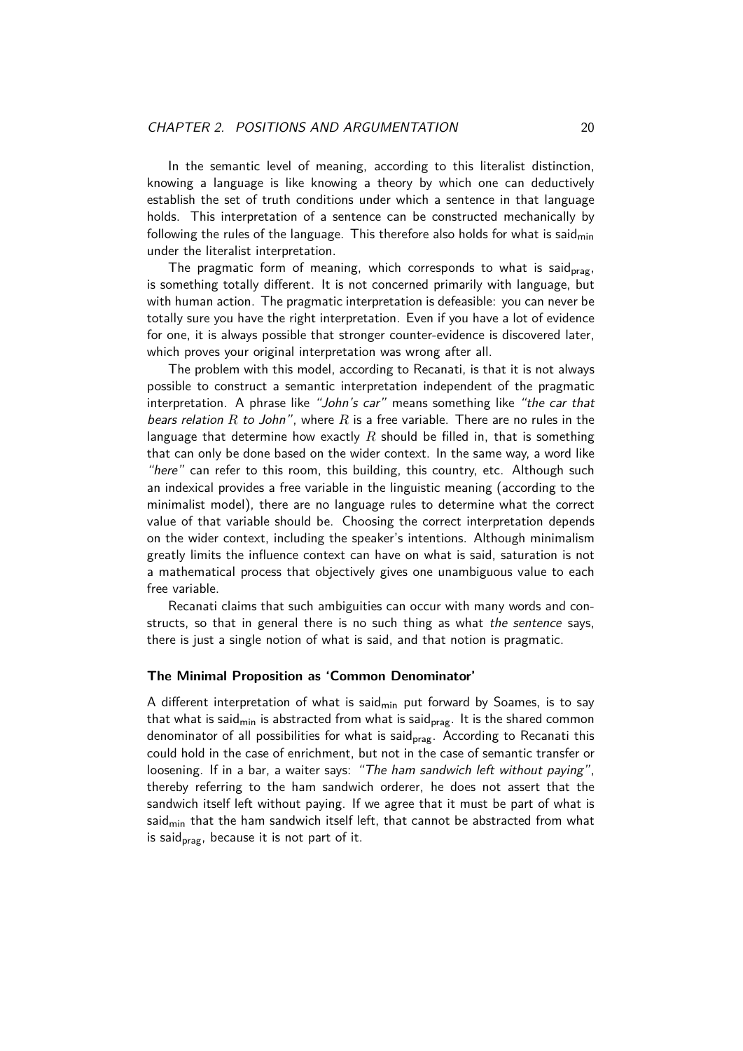In the semantic level of meaning, according to this literalist distinction, knowing a language is like knowing a theory by which one can deductively establish the set of truth conditions under which a sentence in that language holds. This interpretation of a sentence can be constructed mechanically by following the rules of the language. This therefore also holds for what is said$_{min}$ under the literalist interpretation.

The pragmatic form of meaning, which corresponds to what is said$_{prag}$, is something totally different. It is not concerned primarily with language, but with human action. The pragmatic interpretation is defeasible: you can never be totally sure you have the right interpretation. Even if you have a lot of evidence for one, it is always possible that stronger counter-evidence is discovered later, which proves your original interpretation was wrong after all.

The problem with this model, according to Recanati, is that it is not always possible to construct a semantic interpretation independent of the pragmatic interpretation. A phrase like *"John's car"* means something like *"the car that bears relation $R$ to John"*, where $R$ is a free variable. There are no rules in the language that determine how exactly $R$ should be filled in, that is something that can only be done based on the wider context. In the same way, a word like *"here"* can refer to this room, this building, this country, etc. Although such an indexical provides a free variable in the linguistic meaning (according to the minimalist model), there are no language rules to determine what the correct value of that variable should be. Choosing the correct interpretation depends on the wider context, including the speaker's intentions. Although minimalism greatly limits the influence context can have on what is said, saturation is not a mathematical process that objectively gives one unambiguous value to each free variable.

Recanati claims that such ambiguities can occur with many words and constructs, so that in general there is no such thing as what *the sentence* says, there is just a single notion of what is said, and that notion is pragmatic.

### The Minimal Proposition as 'Common Denominator'

A different interpretation of what is said$_{min}$ put forward by Soames, is to say that what is said$_{min}$ is abstracted from what is said$_{prag}$. It is the shared common denominator of all possibilities for what is said$_{prag}$. According to Recanati this could hold in the case of enrichment, but not in the case of semantic transfer or loosening. If in a bar, a waiter says: *"The ham sandwich left without paying"*, thereby referring to the ham sandwich orderer, he does not assert that the sandwich itself left without paying. If we agree that it must be part of what is said$_{min}$ that the ham sandwich itself left, that cannot be abstracted from what is said$_{prag}$, because it is not part of it.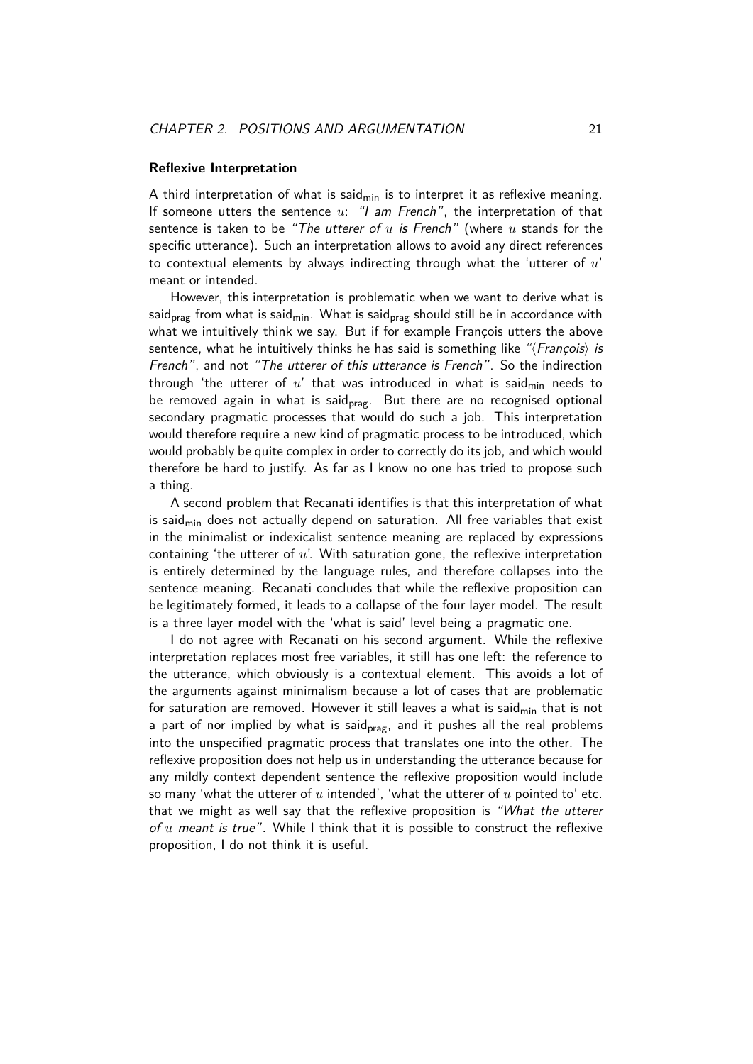### Reflexive Interpretation

A third interpretation of what is said$_{\text{min}}$ is to interpret it as reflexive meaning. If someone utters the sentence $u$: *"I am French"*, the interpretation of that sentence is taken to be *"The utterer of $u$ is French"* (where $u$ stands for the specific utterance). Such an interpretation allows to avoid any direct references to contextual elements by always indirecting through what the 'utterer of $u$' meant or intended.

However, this interpretation is problematic when we want to derive what is said$_{\text{prag}}$ from what is said$_{\text{min}}$. What is said$_{\text{prag}}$ should still be in accordance with what we intuitively think we say. But if for example François utters the above sentence, what he intuitively thinks he has said is something like *"⟨François⟩ is French"*, and not *"The utterer of this utterance is French"*. So the indirection through 'the utterer of $u$' that was introduced in what is said$_{\text{min}}$ needs to be removed again in what is said$_{\text{prag}}$. But there are no recognised optional secondary pragmatic processes that would do such a job. This interpretation would therefore require a new kind of pragmatic process to be introduced, which would probably be quite complex in order to correctly do its job, and which would therefore be hard to justify. As far as I know no one has tried to propose such a thing.

A second problem that Recanati identifies is that this interpretation of what is said$_{\text{min}}$ does not actually depend on saturation. All free variables that exist in the minimalist or indexicalist sentence meaning are replaced by expressions containing 'the utterer of $u$'. With saturation gone, the reflexive interpretation is entirely determined by the language rules, and therefore collapses into the sentence meaning. Recanati concludes that while the reflexive proposition can be legitimately formed, it leads to a collapse of the four layer model. The result is a three layer model with the 'what is said' level being a pragmatic one.

I do not agree with Recanati on his second argument. While the reflexive interpretation replaces most free variables, it still has one left: the reference to the utterance, which obviously is a contextual element. This avoids a lot of the arguments against minimalism because a lot of cases that are problematic for saturation are removed. However it still leaves a what is said$_{\text{min}}$ that is not a part of nor implied by what is said$_{\text{prag}}$, and it pushes all the real problems into the unspecified pragmatic process that translates one into the other. The reflexive proposition does not help us in understanding the utterance because for any mildly context dependent sentence the reflexive proposition would include so many 'what the utterer of $u$ intended', 'what the utterer of $u$ pointed to' etc. that we might as well say that the reflexive proposition is *"What the utterer of $u$ meant is true"*. While I think that it is possible to construct the reflexive proposition, I do not think it is useful.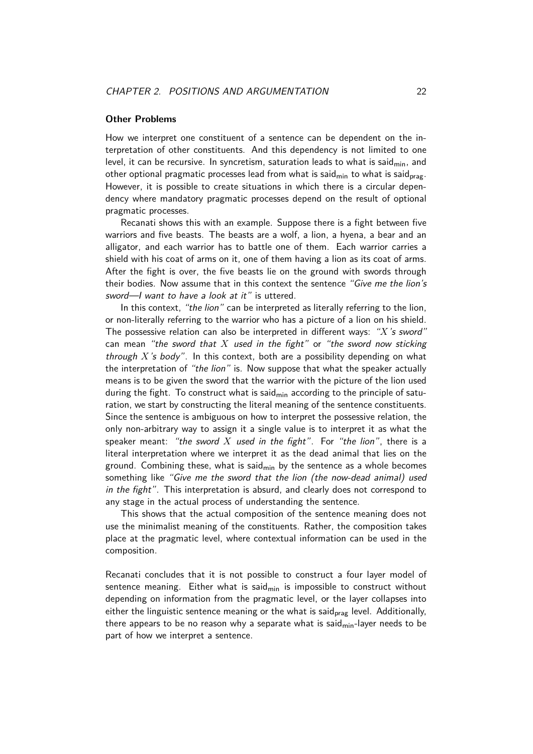### Other Problems

How we interpret one constituent of a sentence can be dependent on the interpretation of other constituents. And this dependency is not limited to one level, it can be recursive. In syncretism, saturation leads to what is said$_{\text{min}}$, and other optional pragmatic processes lead from what is said$_{\text{min}}$ to what is said$_{\text{prag}}$. However, it is possible to create situations in which there is a circular dependency where mandatory pragmatic processes depend on the result of optional pragmatic processes.

Recanati shows this with an example. Suppose there is a fight between five warriors and five beasts. The beasts are a wolf, a lion, a hyena, a bear and an alligator, and each warrior has to battle one of them. Each warrior carries a shield with his coat of arms on it, one of them having a lion as its coat of arms. After the fight is over, the five beasts lie on the ground with swords through their bodies. Now assume that in this context the sentence *"Give me the lion's sword—I want to have a look at it"* is uttered.

In this context, *"the lion"* can be interpreted as literally referring to the lion, or non-literally referring to the warrior who has a picture of a lion on his shield. The possessive relation can also be interpreted in different ways: *"$X$'s sword"* can mean *"the sword that $X$ used in the fight"* or *"the sword now sticking through $X$'s body"*. In this context, both are a possibility depending on what the interpretation of *"the lion"* is. Now suppose that what the speaker actually means is to be given the sword that the warrior with the picture of the lion used during the fight. To construct what is said$_{\text{min}}$ according to the principle of saturation, we start by constructing the literal meaning of the sentence constituents. Since the sentence is ambiguous on how to interpret the possessive relation, the only non-arbitrary way to assign it a single value is to interpret it as what the speaker meant: *"the sword $X$ used in the fight"*. For *"the lion"*, there is a literal interpretation where we interpret it as the dead animal that lies on the ground. Combining these, what is said$_{\text{min}}$ by the sentence as a whole becomes something like *"Give me the sword that the lion (the now-dead animal) used in the fight"*. This interpretation is absurd, and clearly does not correspond to any stage in the actual process of understanding the sentence.

This shows that the actual composition of the sentence meaning does not use the minimalist meaning of the constituents. Rather, the composition takes place at the pragmatic level, where contextual information can be used in the composition.

Recanati concludes that it is not possible to construct a four layer model of sentence meaning. Either what is said$_{\text{min}}$ is impossible to construct without depending on information from the pragmatic level, or the layer collapses into either the linguistic sentence meaning or the what is said$_{\text{prag}}$ level. Additionally, there appears to be no reason why a separate what is said$_{\text{min}}$-layer needs to be part of how we interpret a sentence.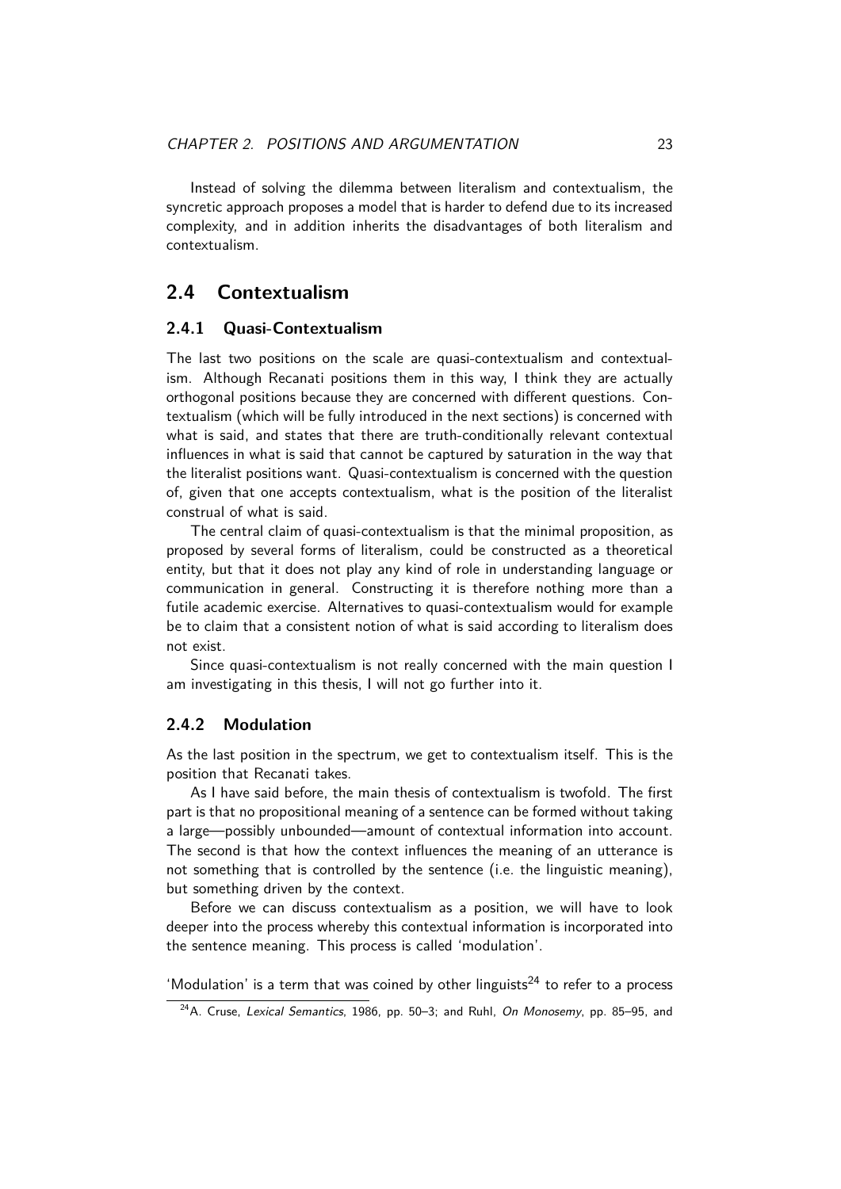Instead of solving the dilemma between literalism and contextualism, the syncretic approach proposes a model that is harder to defend due to its increased complexity, and in addition inherits the disadvantages of both literalism and contextualism.

## 2.4 Contextualism

### 2.4.1 Quasi-Contextualism

The last two positions on the scale are quasi-contextualism and contextualism. Although Recanati positions them in this way, I think they are actually orthogonal positions because they are concerned with different questions. Contextualism (which will be fully introduced in the next sections) is concerned with what is said, and states that there are truth-conditionally relevant contextual influences in what is said that cannot be captured by saturation in the way that the literalist positions want. Quasi-contextualism is concerned with the question of, given that one accepts contextualism, what is the position of the literalist construal of what is said.

The central claim of quasi-contextualism is that the minimal proposition, as proposed by several forms of literalism, could be constructed as a theoretical entity, but that it does not play any kind of role in understanding language or communication in general. Constructing it is therefore nothing more than a futile academic exercise. Alternatives to quasi-contextualism would for example be to claim that a consistent notion of what is said according to literalism does not exist.

Since quasi-contextualism is not really concerned with the main question I am investigating in this thesis, I will not go further into it.

### 2.4.2 Modulation

As the last position in the spectrum, we get to contextualism itself. This is the position that Recanati takes.

As I have said before, the main thesis of contextualism is twofold. The first part is that no propositional meaning of a sentence can be formed without taking a large—possibly unbounded—amount of contextual information into account. The second is that how the context influences the meaning of an utterance is not something that is controlled by the sentence (i.e. the linguistic meaning), but something driven by the context.

Before we can discuss contextualism as a position, we will have to look deeper into the process whereby this contextual information is incorporated into the sentence meaning. This process is called 'modulation'.

'Modulation' is a term that was coined by other linguists[24] to refer to a process

[24] A. Cruse, *Lexical Semantics*, 1986, pp. 50–3; and Ruhl, *On Monosemy*, pp. 85–95, and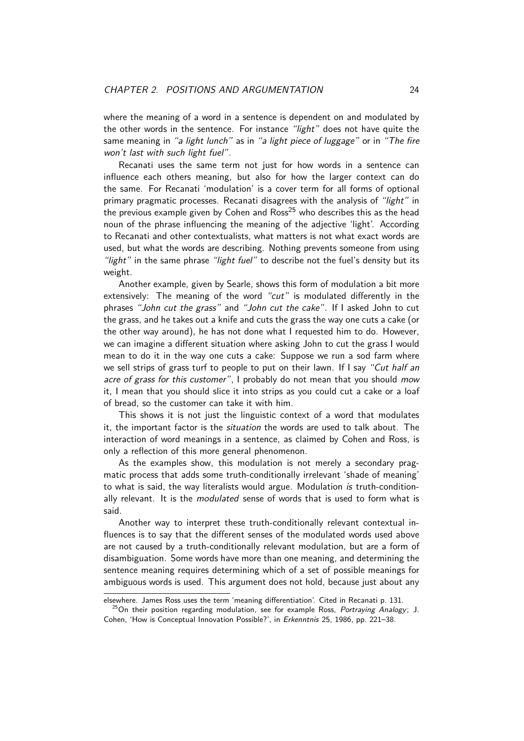where the meaning of a word in a sentence is dependent on and modulated by the other words in the sentence. For instance *"light"* does not have quite the same meaning in *"a light lunch"* as in *"a light piece of luggage"* or in *"The fire won't last with such light fuel"*.

Recanati uses the same term not just for how words in a sentence can influence each others meaning, but also for how the larger context can do the same. For Recanati 'modulation' is a cover term for all forms of optional primary pragmatic processes. Recanati disagrees with the analysis of *"light"* in the previous example given by Cohen and Ross[25] who describes this as the head noun of the phrase influencing the meaning of the adjective 'light'. According to Recanati and other contextualists, what matters is not what exact words are used, but what the words are describing. Nothing prevents someone from using *"light"* in the same phrase *"light fuel"* to describe not the fuel's density but its weight.

Another example, given by Searle, shows this form of modulation a bit more extensively: The meaning of the word *"cut"* is modulated differently in the phrases *"John cut the grass"* and *"John cut the cake"*. If I asked John to cut the grass, and he takes out a knife and cuts the grass the way one cuts a cake (or the other way around), he has not done what I requested him to do. However, we can imagine a different situation where asking John to cut the grass I would mean to do it in the way one cuts a cake: Suppose we run a sod farm where we sell strips of grass turf to people to put on their lawn. If I say *"Cut half an acre of grass for this customer"*, I probably do not mean that you should *mow* it, I mean that you should slice it into strips as you could cut a cake or a loaf of bread, so the customer can take it with him.

This shows it is not just the linguistic context of a word that modulates it, the important factor is the *situation* the words are used to talk about. The interaction of word meanings in a sentence, as claimed by Cohen and Ross, is only a reflection of this more general phenomenon.

As the examples show, this modulation is not merely a secondary pragmatic process that adds some truth-conditionally irrelevant 'shade of meaning' to what is said, the way literalists would argue. Modulation *is* truth-conditionally relevant. It is the *modulated* sense of words that is used to form what is said.

Another way to interpret these truth-conditionally relevant contextual influences is to say that the different senses of the modulated words used above are not caused by a truth-conditionally relevant modulation, but are a form of disambiguation. Some words have more than one meaning, and determining the sentence meaning requires determining which of a set of possible meanings for ambiguous words is used. This argument does not hold, because just about any

elsewhere. James Ross uses the term 'meaning differentiation'. Cited in Recanati p. 131.

[25] On their position regarding modulation, see for example Ross, *Portraying Analogy*; J. Cohen, 'How is Conceptual Innovation Possible?', in *Erkenntnis* 25, 1986, pp. 221–38.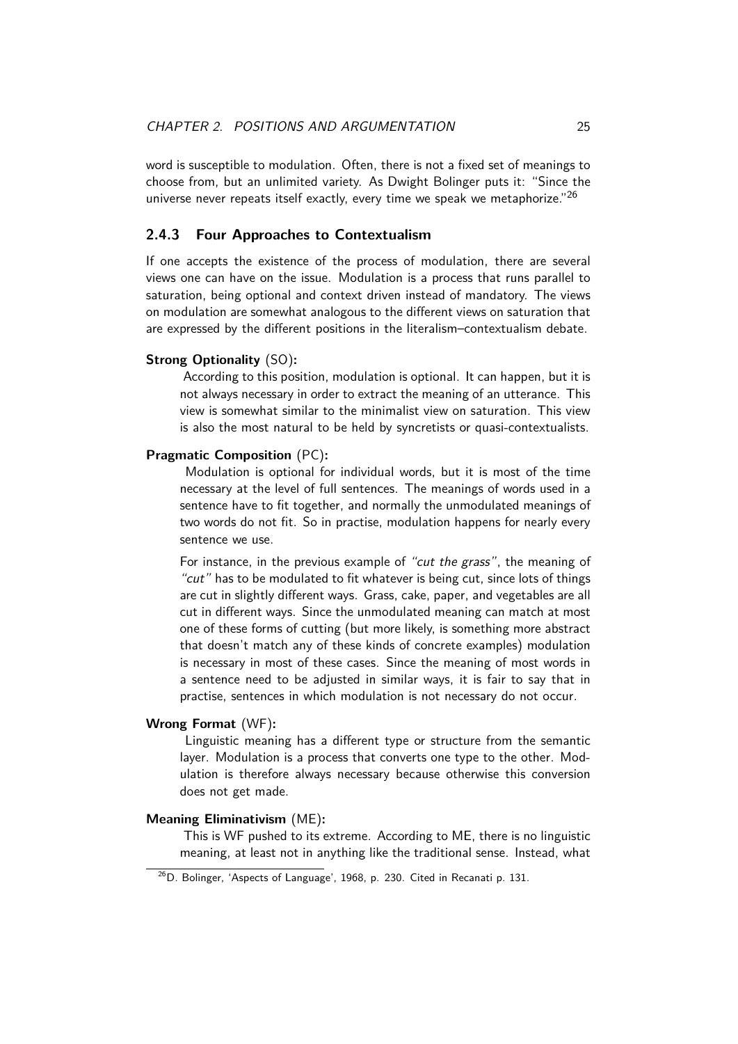word is susceptible to modulation. Often, there is not a fixed set of meanings to choose from, but an unlimited variety. As Dwight Bolinger puts it: "Since the universe never repeats itself exactly, every time we speak we metaphorize."[26]

### 2.4.3 Four Approaches to Contextualism

If one accepts the existence of the process of modulation, there are several views one can have on the issue. Modulation is a process that runs parallel to saturation, being optional and context driven instead of mandatory. The views on modulation are somewhat analogous to the different views on saturation that are expressed by the different positions in the literalism–contextualism debate.

**Strong Optionality** (SO)**:**

According to this position, modulation is optional. It can happen, but it is not always necessary in order to extract the meaning of an utterance. This view is somewhat similar to the minimalist view on saturation. This view is also the most natural to be held by syncretists or quasi-contextualists.

**Pragmatic Composition** (PC)**:**

Modulation is optional for individual words, but it is most of the time necessary at the level of full sentences. The meanings of words used in a sentence have to fit together, and normally the unmodulated meanings of two words do not fit. So in practise, modulation happens for nearly every sentence we use.

For instance, in the previous example of *"cut the grass"*, the meaning of *"cut"* has to be modulated to fit whatever is being cut, since lots of things are cut in slightly different ways. Grass, cake, paper, and vegetables are all cut in different ways. Since the unmodulated meaning can match at most one of these forms of cutting (but more likely, is something more abstract that doesn't match any of these kinds of concrete examples) modulation is necessary in most of these cases. Since the meaning of most words in a sentence need to be adjusted in similar ways, it is fair to say that in practise, sentences in which modulation is not necessary do not occur.

**Wrong Format** (WF)**:**

Linguistic meaning has a different type or structure from the semantic layer. Modulation is a process that converts one type to the other. Modulation is therefore always necessary because otherwise this conversion does not get made.

**Meaning Eliminativism** (ME)**:**

This is WF pushed to its extreme. According to ME, there is no linguistic meaning, at least not in anything like the traditional sense. Instead, what

[26] D. Bolinger, 'Aspects of Language', 1968, p. 230. Cited in Recanati p. 131.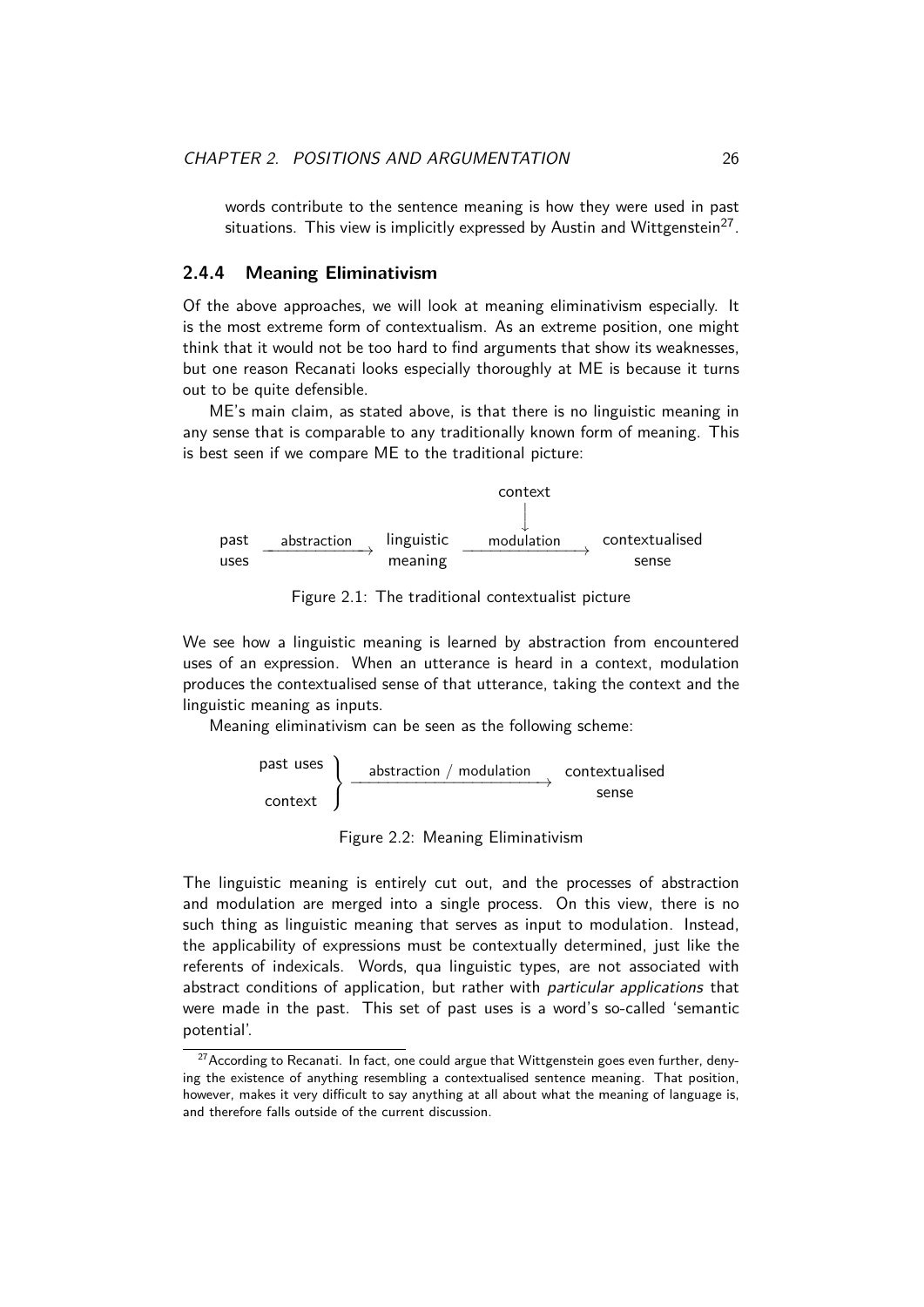words contribute to the sentence meaning is how they were used in past situations. This view is implicitly expressed by Austin and Wittgenstein[27].

### 2.4.4 Meaning Eliminativism

Of the above approaches, we will look at meaning eliminativism especially. It is the most extreme form of contextualism. As an extreme position, one might think that it would not be too hard to find arguments that show its weaknesses, but one reason Recanati looks especially thoroughly at ME is because it turns out to be quite defensible.

ME's main claim, as stated above, is that there is no linguistic meaning in any sense that is comparable to any traditionally known form of meaning. This is best seen if we compare ME to the traditional picture:

```
                                          context
                                             |
                                             ↓
past    --abstraction-->  linguistic  --modulation-->  contextualised
uses                      meaning                       sense
```

Figure 2.1: The traditional contextualist picture

We see how a linguistic meaning is learned by abstraction from encountered uses of an expression. When an utterance is heard in a context, modulation produces the contextualised sense of that utterance, taking the context and the linguistic meaning as inputs.

Meaning eliminativism can be seen as the following scheme:

```
past uses }
          }  --abstraction / modulation-->  contextualised
context   }                                  sense
```

Figure 2.2: Meaning Eliminativism

The linguistic meaning is entirely cut out, and the processes of abstraction and modulation are merged into a single process. On this view, there is no such thing as linguistic meaning that serves as input to modulation. Instead, the applicability of expressions must be contextually determined, just like the referents of indexicals. Words, qua linguistic types, are not associated with abstract conditions of application, but rather with *particular applications* that were made in the past. This set of past uses is a word's so-called 'semantic potential'.

[27] According to Recanati. In fact, one could argue that Wittgenstein goes even further, denying the existence of anything resembling a contextualised sentence meaning. That position, however, makes it very difficult to say anything at all about what the meaning of language is, and therefore falls outside of the current discussion.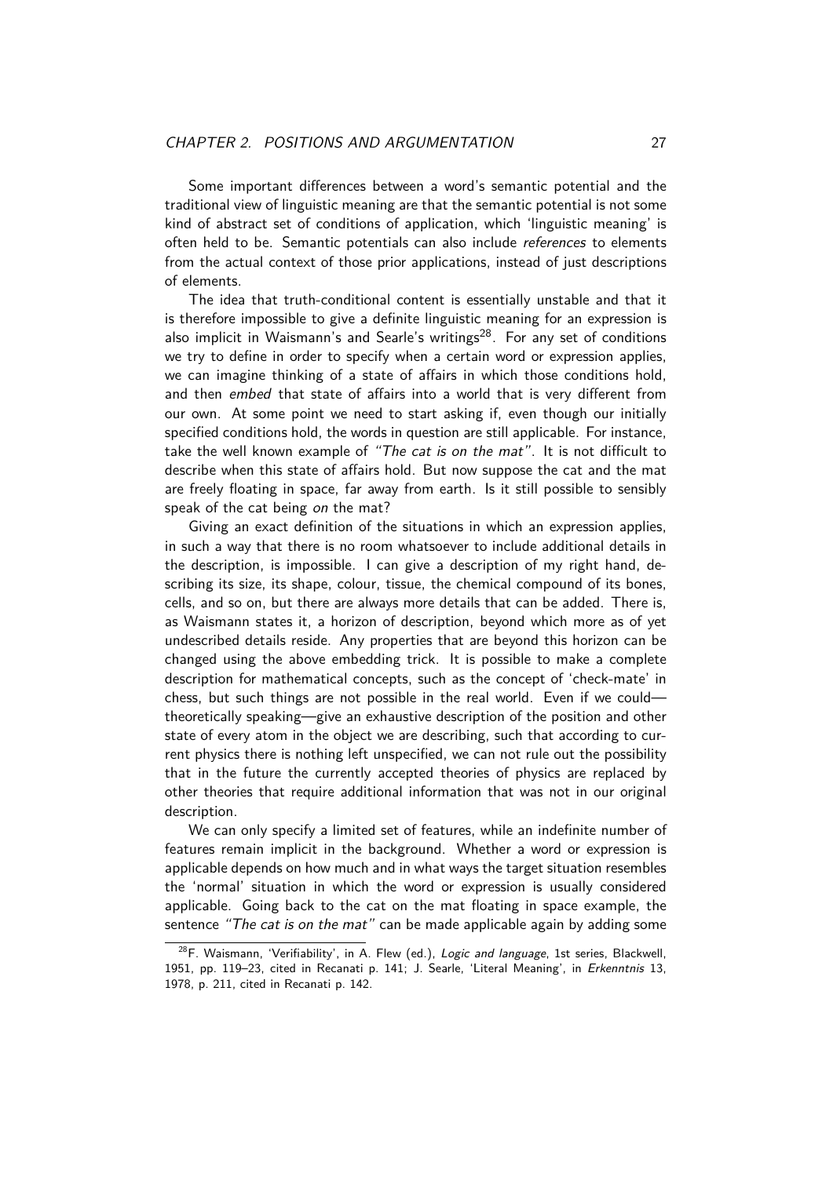Some important differences between a word's semantic potential and the traditional view of linguistic meaning are that the semantic potential is not some kind of abstract set of conditions of application, which 'linguistic meaning' is often held to be. Semantic potentials can also include *references* to elements from the actual context of those prior applications, instead of just descriptions of elements.

The idea that truth-conditional content is essentially unstable and that it is therefore impossible to give a definite linguistic meaning for an expression is also implicit in Waismann's and Searle's writings[28]. For any set of conditions we try to define in order to specify when a certain word or expression applies, we can imagine thinking of a state of affairs in which those conditions hold, and then *embed* that state of affairs into a world that is very different from our own. At some point we need to start asking if, even though our initially specified conditions hold, the words in question are still applicable. For instance, take the well known example of *"The cat is on the mat"*. It is not difficult to describe when this state of affairs hold. But now suppose the cat and the mat are freely floating in space, far away from earth. Is it still possible to sensibly speak of the cat being *on* the mat?

Giving an exact definition of the situations in which an expression applies, in such a way that there is no room whatsoever to include additional details in the description, is impossible. I can give a description of my right hand, describing its size, its shape, colour, tissue, the chemical compound of its bones, cells, and so on, but there are always more details that can be added. There is, as Waismann states it, a horizon of description, beyond which more as of yet undescribed details reside. Any properties that are beyond this horizon can be changed using the above embedding trick. It is possible to make a complete description for mathematical concepts, such as the concept of 'check-mate' in chess, but such things are not possible in the real world. Even if we could—theoretically speaking—give an exhaustive description of the position and other state of every atom in the object we are describing, such that according to current physics there is nothing left unspecified, we can not rule out the possibility that in the future the currently accepted theories of physics are replaced by other theories that require additional information that was not in our original description.

We can only specify a limited set of features, while an indefinite number of features remain implicit in the background. Whether a word or expression is applicable depends on how much and in what ways the target situation resembles the 'normal' situation in which the word or expression is usually considered applicable. Going back to the cat on the mat floating in space example, the sentence *"The cat is on the mat"* can be made applicable again by adding some

[28] F. Waismann, 'Verifiability', in A. Flew (ed.), *Logic and language*, 1st series, Blackwell, 1951, pp. 119–23, cited in Recanati p. 141; J. Searle, 'Literal Meaning', in *Erkenntnis* 13, 1978, p. 211, cited in Recanati p. 142.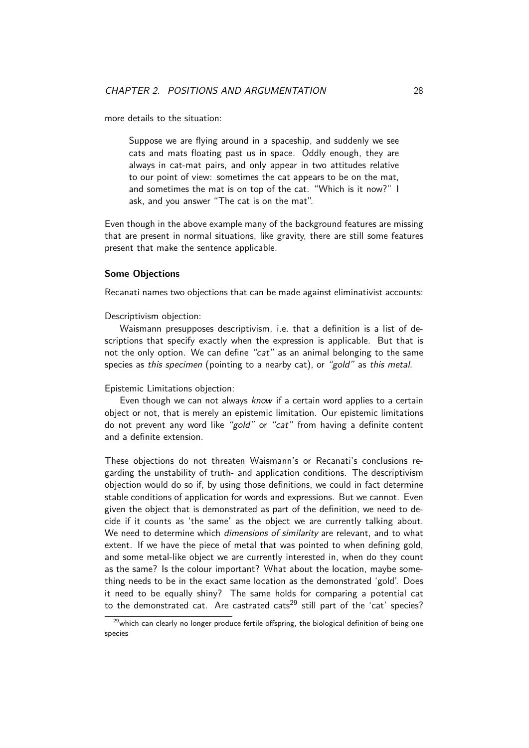more details to the situation:

> Suppose we are flying around in a spaceship, and suddenly we see cats and mats floating past us in space. Oddly enough, they are always in cat-mat pairs, and only appear in two attitudes relative to our point of view: sometimes the cat appears to be on the mat, and sometimes the mat is on top of the cat. "Which is it now?" I ask, and you answer "The cat is on the mat".

Even though in the above example many of the background features are missing that are present in normal situations, like gravity, there are still some features present that make the sentence applicable.

#### Some Objections

Recanati names two objections that can be made against eliminativist accounts:

Descriptivism objection:

Waismann presupposes descriptivism, i.e. that a definition is a list of descriptions that specify exactly when the expression is applicable. But that is not the only option. We can define *"cat"* as an animal belonging to the same species as *this specimen* (pointing to a nearby cat), or *"gold"* as *this metal*.

Epistemic Limitations objection:

Even though we can not always *know* if a certain word applies to a certain object or not, that is merely an epistemic limitation. Our epistemic limitations do not prevent any word like *"gold"* or *"cat"* from having a definite content and a definite extension.

These objections do not threaten Waismann's or Recanati's conclusions regarding the unstability of truth- and application conditions. The descriptivism objection would do so if, by using those definitions, we could in fact determine stable conditions of application for words and expressions. But we cannot. Even given the object that is demonstrated as part of the definition, we need to decide if it counts as 'the same' as the object we are currently talking about. We need to determine which *dimensions of similarity* are relevant, and to what extent. If we have the piece of metal that was pointed to when defining gold, and some metal-like object we are currently interested in, when do they count as the same? Is the colour important? What about the location, maybe something needs to be in the exact same location as the demonstrated 'gold'. Does it need to be equally shiny? The same holds for comparing a potential cat to the demonstrated cat. Are castrated cats[29] still part of the 'cat' species?

[29] which can clearly no longer produce fertile offspring, the biological definition of being one species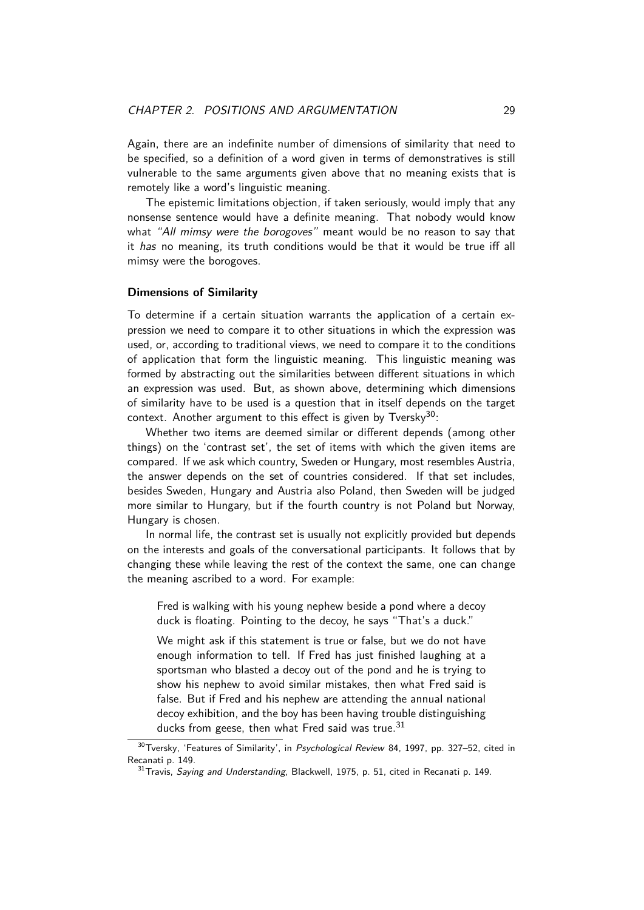Again, there are an indefinite number of dimensions of similarity that need to be specified, so a definition of a word given in terms of demonstratives is still vulnerable to the same arguments given above that no meaning exists that is remotely like a word's linguistic meaning.

The epistemic limitations objection, if taken seriously, would imply that any nonsense sentence would have a definite meaning. That nobody would know what *"All mimsy were the borogoves"* meant would be no reason to say that it *has* no meaning, its truth conditions would be that it would be true iff all mimsy were the borogoves.

**Dimensions of Similarity**

To determine if a certain situation warrants the application of a certain expression we need to compare it to other situations in which the expression was used, or, according to traditional views, we need to compare it to the conditions of application that form the linguistic meaning. This linguistic meaning was formed by abstracting out the similarities between different situations in which an expression was used. But, as shown above, determining which dimensions of similarity have to be used is a question that in itself depends on the target context. Another argument to this effect is given by Tversky[30]:

Whether two items are deemed similar or different depends (among other things) on the 'contrast set', the set of items with which the given items are compared. If we ask which country, Sweden or Hungary, most resembles Austria, the answer depends on the set of countries considered. If that set includes, besides Sweden, Hungary and Austria also Poland, then Sweden will be judged more similar to Hungary, but if the fourth country is not Poland but Norway, Hungary is chosen.

In normal life, the contrast set is usually not explicitly provided but depends on the interests and goals of the conversational participants. It follows that by changing these while leaving the rest of the context the same, one can change the meaning ascribed to a word. For example:

> Fred is walking with his young nephew beside a pond where a decoy duck is floating. Pointing to the decoy, he says "That's a duck."
>
> We might ask if this statement is true or false, but we do not have enough information to tell. If Fred has just finished laughing at a sportsman who blasted a decoy out of the pond and he is trying to show his nephew to avoid similar mistakes, then what Fred said is false. But if Fred and his nephew are attending the annual national decoy exhibition, and the boy has been having trouble distinguishing ducks from geese, then what Fred said was true.[31]

[30] Tversky, 'Features of Similarity', in *Psychological Review* 84, 1997, pp. 327–52, cited in Recanati p. 149.

[31] Travis, *Saying and Understanding*, Blackwell, 1975, p. 51, cited in Recanati p. 149.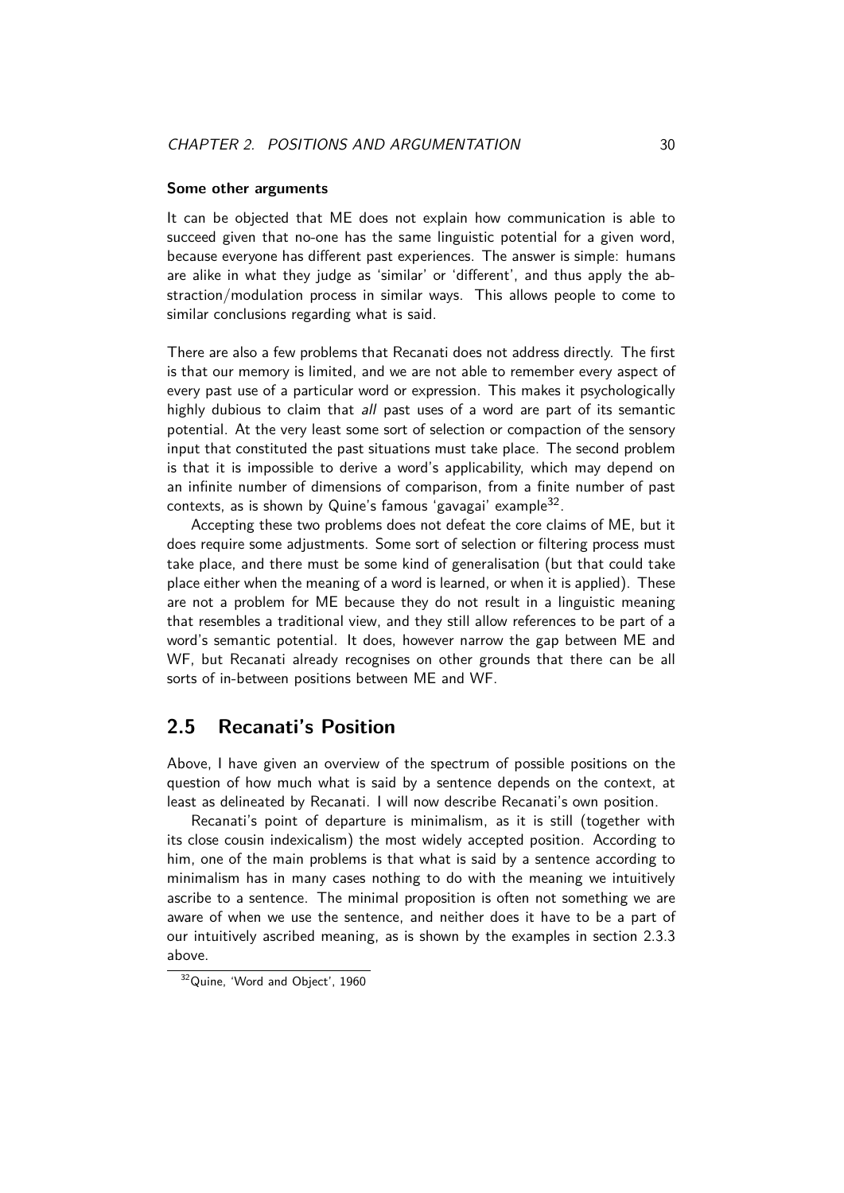#### Some other arguments

It can be objected that ME does not explain how communication is able to succeed given that no-one has the same linguistic potential for a given word, because everyone has different past experiences. The answer is simple: humans are alike in what they judge as 'similar' or 'different', and thus apply the abstraction/modulation process in similar ways. This allows people to come to similar conclusions regarding what is said.

There are also a few problems that Recanati does not address directly. The first is that our memory is limited, and we are not able to remember every aspect of every past use of a particular word or expression. This makes it psychologically highly dubious to claim that *all* past uses of a word are part of its semantic potential. At the very least some sort of selection or compaction of the sensory input that constituted the past situations must take place. The second problem is that it is impossible to derive a word's applicability, which may depend on an infinite number of dimensions of comparison, from a finite number of past contexts, as is shown by Quine's famous 'gavagai' example[32].

Accepting these two problems does not defeat the core claims of ME, but it does require some adjustments. Some sort of selection or filtering process must take place, and there must be some kind of generalisation (but that could take place either when the meaning of a word is learned, or when it is applied). These are not a problem for ME because they do not result in a linguistic meaning that resembles a traditional view, and they still allow references to be part of a word's semantic potential. It does, however narrow the gap between ME and WF, but Recanati already recognises on other grounds that there can be all sorts of in-between positions between ME and WF.

## 2.5 Recanati's Position

Above, I have given an overview of the spectrum of possible positions on the question of how much what is said by a sentence depends on the context, at least as delineated by Recanati. I will now describe Recanati's own position.

Recanati's point of departure is minimalism, as it is still (together with its close cousin indexicalism) the most widely accepted position. According to him, one of the main problems is that what is said by a sentence according to minimalism has in many cases nothing to do with the meaning we intuitively ascribe to a sentence. The minimal proposition is often not something we are aware of when we use the sentence, and neither does it have to be a part of our intuitively ascribed meaning, as is shown by the examples in section 2.3.3 above.

[32] Quine, 'Word and Object', 1960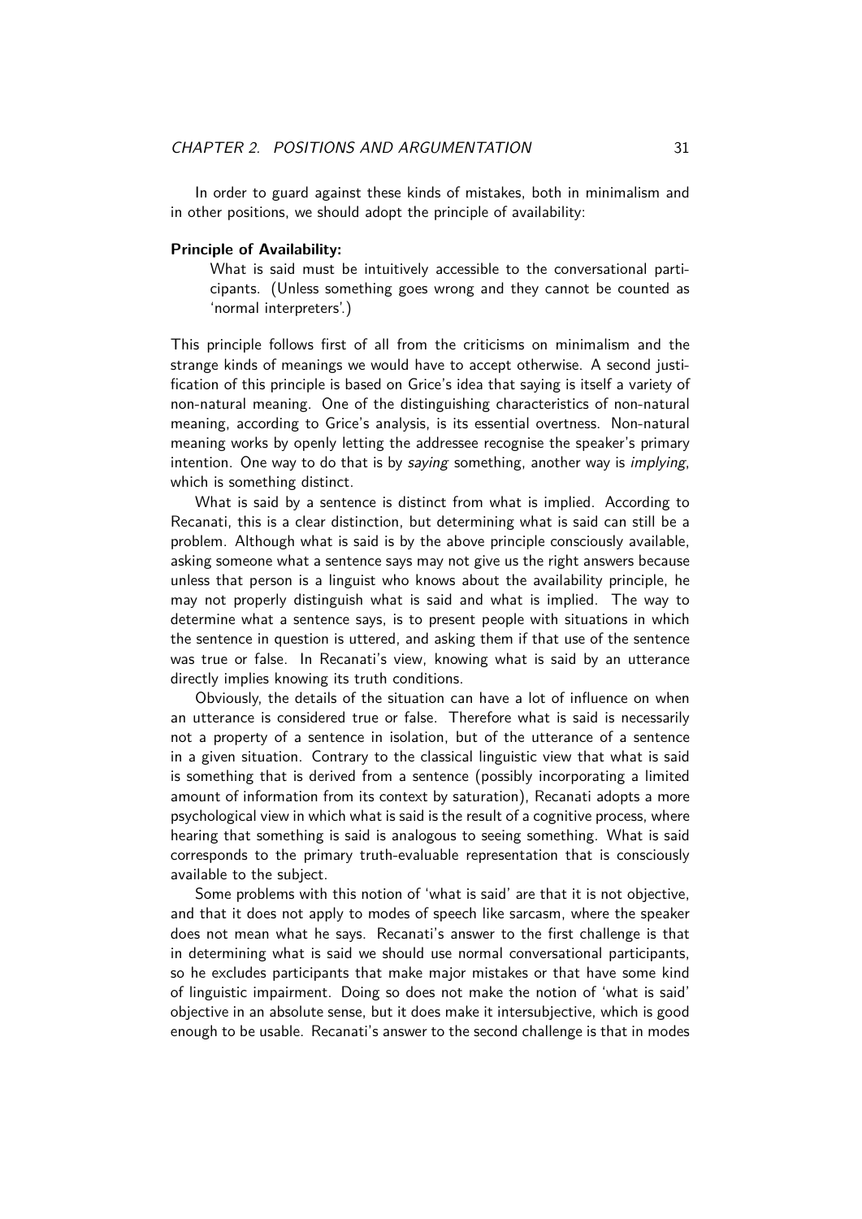In order to guard against these kinds of mistakes, both in minimalism and in other positions, we should adopt the principle of availability:

**Principle of Availability:**

> What is said must be intuitively accessible to the conversational participants. (Unless something goes wrong and they cannot be counted as 'normal interpreters'.)

This principle follows first of all from the criticisms on minimalism and the strange kinds of meanings we would have to accept otherwise. A second justification of this principle is based on Grice's idea that saying is itself a variety of non-natural meaning. One of the distinguishing characteristics of non-natural meaning, according to Grice's analysis, is its essential overtness. Non-natural meaning works by openly letting the addressee recognise the speaker's primary intention. One way to do that is by *saying* something, another way is *implying*, which is something distinct.

What is said by a sentence is distinct from what is implied. According to Recanati, this is a clear distinction, but determining what is said can still be a problem. Although what is said is by the above principle consciously available, asking someone what a sentence says may not give us the right answers because unless that person is a linguist who knows about the availability principle, he may not properly distinguish what is said and what is implied. The way to determine what a sentence says, is to present people with situations in which the sentence in question is uttered, and asking them if that use of the sentence was true or false. In Recanati's view, knowing what is said by an utterance directly implies knowing its truth conditions.

Obviously, the details of the situation can have a lot of influence on when an utterance is considered true or false. Therefore what is said is necessarily not a property of a sentence in isolation, but of the utterance of a sentence in a given situation. Contrary to the classical linguistic view that what is said is something that is derived from a sentence (possibly incorporating a limited amount of information from its context by saturation), Recanati adopts a more psychological view in which what is said is the result of a cognitive process, where hearing that something is said is analogous to seeing something. What is said corresponds to the primary truth-evaluable representation that is consciously available to the subject.

Some problems with this notion of 'what is said' are that it is not objective, and that it does not apply to modes of speech like sarcasm, where the speaker does not mean what he says. Recanati's answer to the first challenge is that in determining what is said we should use normal conversational participants, so he excludes participants that make major mistakes or that have some kind of linguistic impairment. Doing so does not make the notion of 'what is said' objective in an absolute sense, but it does make it intersubjective, which is good enough to be usable. Recanati's answer to the second challenge is that in modes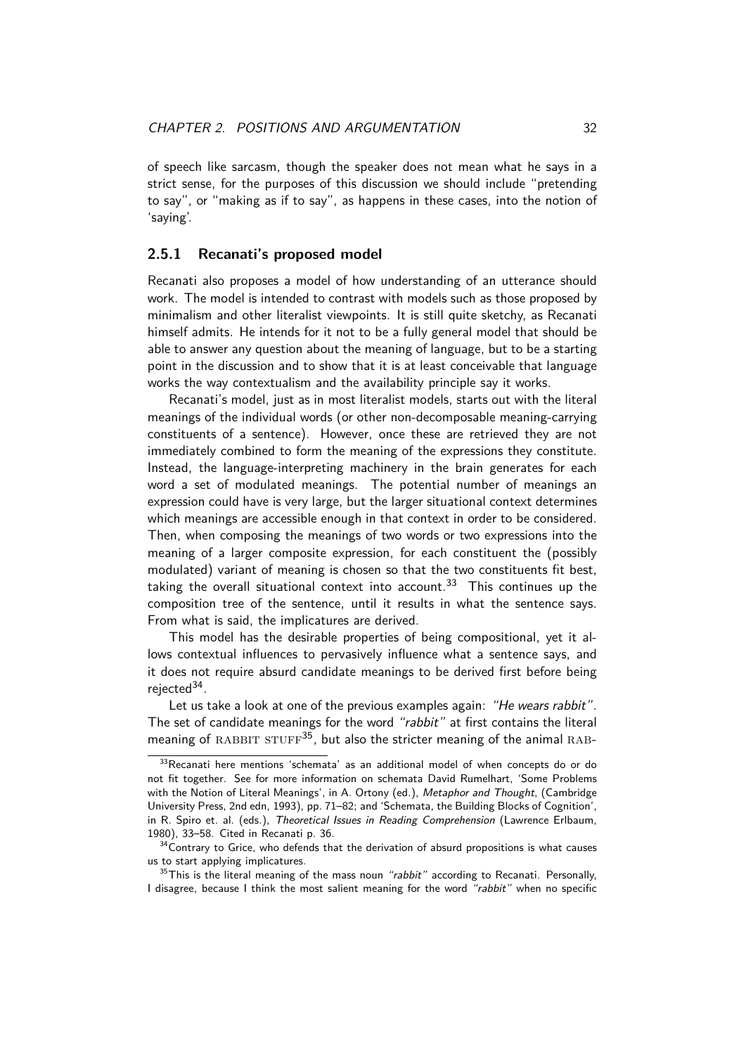of speech like sarcasm, though the speaker does not mean what he says in a strict sense, for the purposes of this discussion we should include "pretending to say", or "making as if to say", as happens in these cases, into the notion of 'saying'.

### 2.5.1 Recanati's proposed model

Recanati also proposes a model of how understanding of an utterance should work. The model is intended to contrast with models such as those proposed by minimalism and other literalist viewpoints. It is still quite sketchy, as Recanati himself admits. He intends for it not to be a fully general model that should be able to answer any question about the meaning of language, but to be a starting point in the discussion and to show that it is at least conceivable that language works the way contextualism and the availability principle say it works.

Recanati's model, just as in most literalist models, starts out with the literal meanings of the individual words (or other non-decomposable meaning-carrying constituents of a sentence). However, once these are retrieved they are not immediately combined to form the meaning of the expressions they constitute. Instead, the language-interpreting machinery in the brain generates for each word a set of modulated meanings. The potential number of meanings an expression could have is very large, but the larger situational context determines which meanings are accessible enough in that context in order to be considered. Then, when composing the meanings of two words or two expressions into the meaning of a larger composite expression, for each constituent the (possibly modulated) variant of meaning is chosen so that the two constituents fit best, taking the overall situational context into account.[33] This continues up the composition tree of the sentence, until it results in what the sentence says. From what is said, the implicatures are derived.

This model has the desirable properties of being compositional, yet it allows contextual influences to pervasively influence what a sentence says, and it does not require absurd candidate meanings to be derived first before being rejected[34].

Let us take a look at one of the previous examples again: *"He wears rabbit"*. The set of candidate meanings for the word *"rabbit"* at first contains the literal meaning of RABBIT STUFF[35], but also the stricter meaning of the animal RAB-

---

[33] Recanati here mentions 'schemata' as an additional model of when concepts do or do not fit together. See for more information on schemata David Rumelhart, 'Some Problems with the Notion of Literal Meanings', in A. Ortony (ed.), *Metaphor and Thought*, (Cambridge University Press, 2nd edn, 1993), pp. 71–82; and 'Schemata, the Building Blocks of Cognition', in R. Spiro et. al. (eds.), *Theoretical Issues in Reading Comprehension* (Lawrence Erlbaum, 1980), 33–58. Cited in Recanati p. 36.

[34] Contrary to Grice, who defends that the derivation of absurd propositions is what causes us to start applying implicatures.

[35] This is the literal meaning of the mass noun *"rabbit"* according to Recanati. Personally, I disagree, because I think the most salient meaning for the word *"rabbit"* when no specific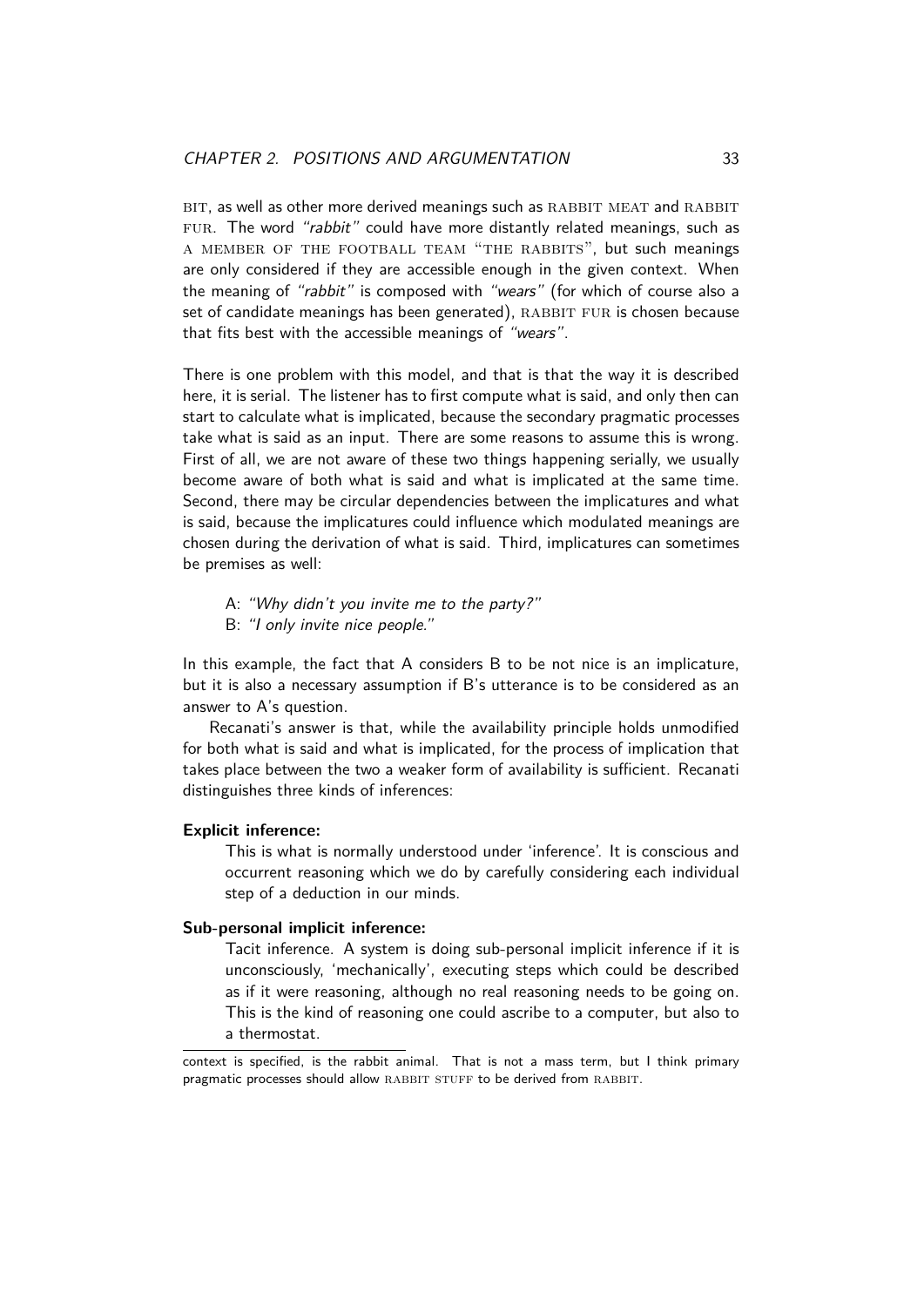BIT, as well as other more derived meanings such as RABBIT MEAT and RABBIT FUR. The word *"rabbit"* could have more distantly related meanings, such as A MEMBER OF THE FOOTBALL TEAM "THE RABBITS", but such meanings are only considered if they are accessible enough in the given context. When the meaning of *"rabbit"* is composed with *"wears"* (for which of course also a set of candidate meanings has been generated), RABBIT FUR is chosen because that fits best with the accessible meanings of *"wears"*.

There is one problem with this model, and that is that the way it is described here, it is serial. The listener has to first compute what is said, and only then can start to calculate what is implicated, because the secondary pragmatic processes take what is said as an input. There are some reasons to assume this is wrong. First of all, we are not aware of these two things happening serially, we usually become aware of both what is said and what is implicated at the same time. Second, there may be circular dependencies between the implicatures and what is said, because the implicatures could influence which modulated meanings are chosen during the derivation of what is said. Third, implicatures can sometimes be premises as well:

A: *"Why didn't you invite me to the party?"*
B: *"I only invite nice people."*

In this example, the fact that A considers B to be not nice is an implicature, but it is also a necessary assumption if B's utterance is to be considered as an answer to A's question.

Recanati's answer is that, while the availability principle holds unmodified for both what is said and what is implicated, for the process of implication that takes place between the two a weaker form of availability is sufficient. Recanati distinguishes three kinds of inferences:

**Explicit inference:**
This is what is normally understood under 'inference'. It is conscious and occurrent reasoning which we do by carefully considering each individual step of a deduction in our minds.

**Sub-personal implicit inference:**
Tacit inference. A system is doing sub-personal implicit inference if it is unconsciously, 'mechanically', executing steps which could be described as if it were reasoning, although no real reasoning needs to be going on. This is the kind of reasoning one could ascribe to a computer, but also to a thermostat.

---

context is specified, is the rabbit animal. That is not a mass term, but I think primary pragmatic processes should allow RABBIT STUFF to be derived from RABBIT.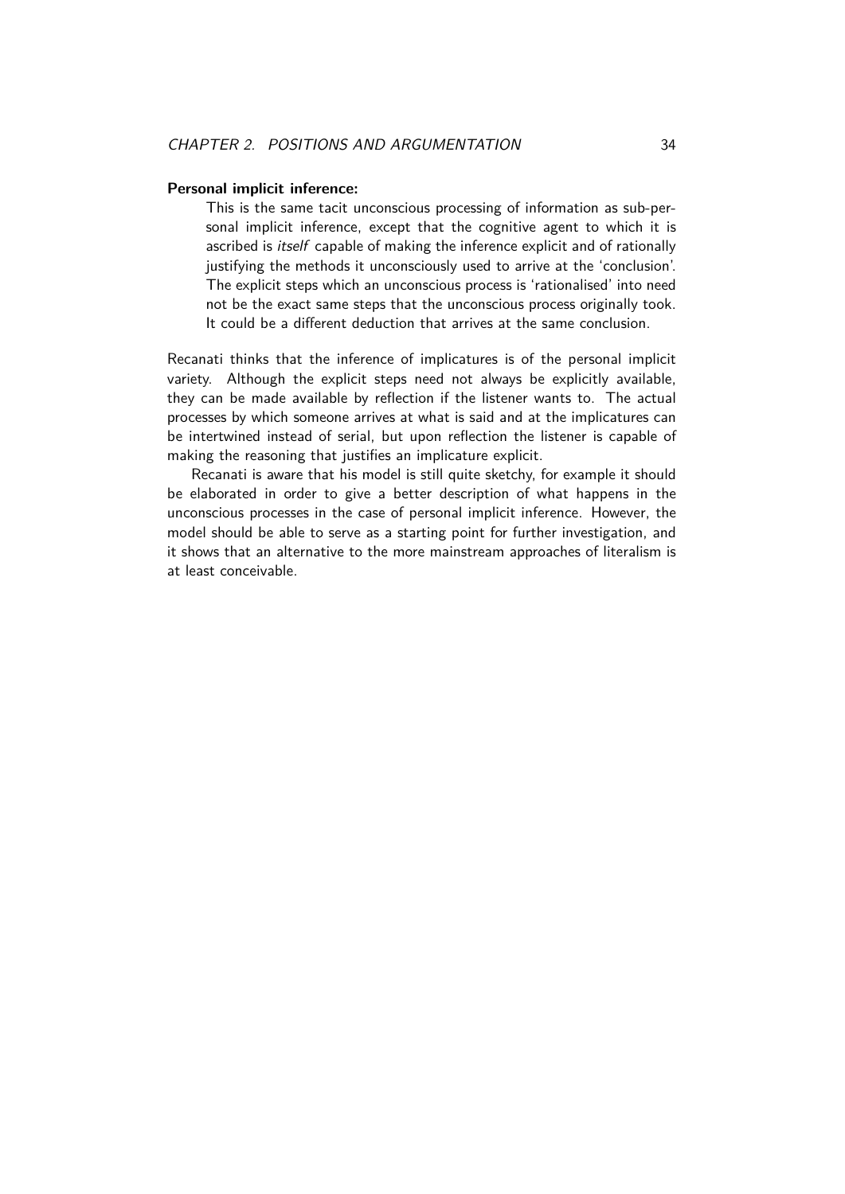**Personal implicit inference:**

This is the same tacit unconscious processing of information as sub-personal implicit inference, except that the cognitive agent to which it is ascribed is *itself* capable of making the inference explicit and of rationally justifying the methods it unconsciously used to arrive at the 'conclusion'. The explicit steps which an unconscious process is 'rationalised' into need not be the exact same steps that the unconscious process originally took. It could be a different deduction that arrives at the same conclusion.

Recanati thinks that the inference of implicatures is of the personal implicit variety. Although the explicit steps need not always be explicitly available, they can be made available by reflection if the listener wants to. The actual processes by which someone arrives at what is said and at the implicatures can be intertwined instead of serial, but upon reflection the listener is capable of making the reasoning that justifies an implicature explicit.

Recanati is aware that his model is still quite sketchy, for example it should be elaborated in order to give a better description of what happens in the unconscious processes in the case of personal implicit inference. However, the model should be able to serve as a starting point for further investigation, and it shows that an alternative to the more mainstream approaches of literalism is at least conceivable.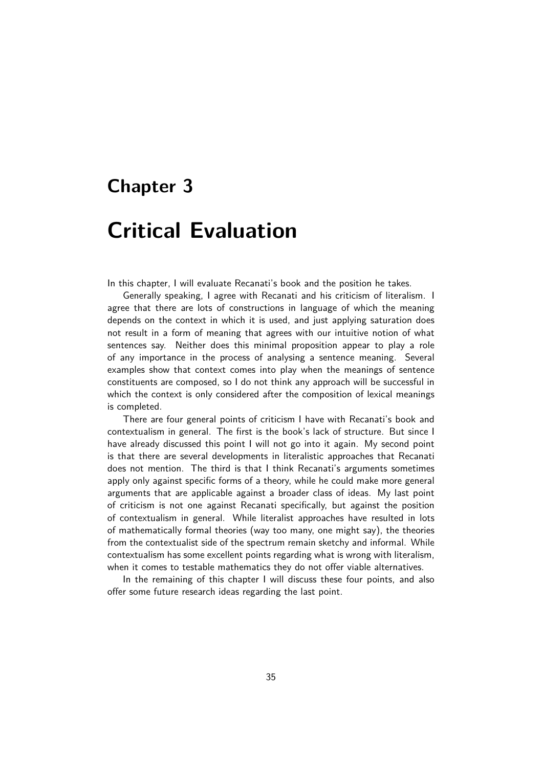# Chapter 3

# Critical Evaluation

In this chapter, I will evaluate Recanati's book and the position he takes.

Generally speaking, I agree with Recanati and his criticism of literalism. I agree that there are lots of constructions in language of which the meaning depends on the context in which it is used, and just applying saturation does not result in a form of meaning that agrees with our intuitive notion of what sentences say. Neither does this minimal proposition appear to play a role of any importance in the process of analysing a sentence meaning. Several examples show that context comes into play when the meanings of sentence constituents are composed, so I do not think any approach will be successful in which the context is only considered after the composition of lexical meanings is completed.

There are four general points of criticism I have with Recanati's book and contextualism in general. The first is the book's lack of structure. But since I have already discussed this point I will not go into it again. My second point is that there are several developments in literalistic approaches that Recanati does not mention. The third is that I think Recanati's arguments sometimes apply only against specific forms of a theory, while he could make more general arguments that are applicable against a broader class of ideas. My last point of criticism is not one against Recanati specifically, but against the position of contextualism in general. While literalist approaches have resulted in lots of mathematically formal theories (way too many, one might say), the theories from the contextualist side of the spectrum remain sketchy and informal. While contextualism has some excellent points regarding what is wrong with literalism, when it comes to testable mathematics they do not offer viable alternatives.

In the remaining of this chapter I will discuss these four points, and also offer some future research ideas regarding the last point.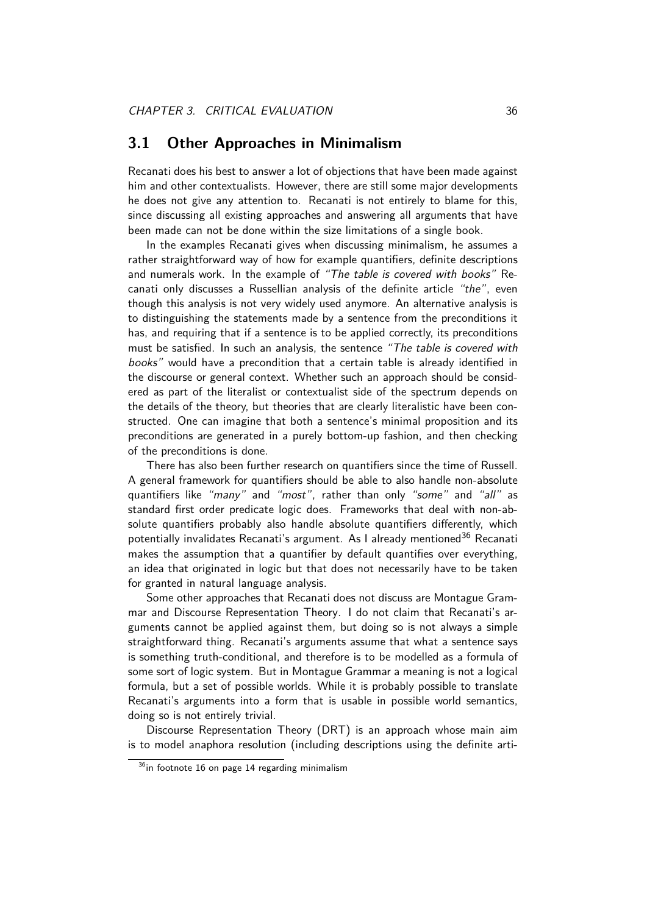## 3.1 Other Approaches in Minimalism

Recanati does his best to answer a lot of objections that have been made against him and other contextualists. However, there are still some major developments he does not give any attention to. Recanati is not entirely to blame for this, since discussing all existing approaches and answering all arguments that have been made can not be done within the size limitations of a single book.

In the examples Recanati gives when discussing minimalism, he assumes a rather straightforward way of how for example quantifiers, definite descriptions and numerals work. In the example of *"The table is covered with books"* Recanati only discusses a Russellian analysis of the definite article *"the"*, even though this analysis is not very widely used anymore. An alternative analysis is to distinguishing the statements made by a sentence from the preconditions it has, and requiring that if a sentence is to be applied correctly, its preconditions must be satisfied. In such an analysis, the sentence *"The table is covered with books"* would have a precondition that a certain table is already identified in the discourse or general context. Whether such an approach should be considered as part of the literalist or contextualist side of the spectrum depends on the details of the theory, but theories that are clearly literalistic have been constructed. One can imagine that both a sentence's minimal proposition and its preconditions are generated in a purely bottom-up fashion, and then checking of the preconditions is done.

There has also been further research on quantifiers since the time of Russell. A general framework for quantifiers should be able to also handle non-absolute quantifiers like *"many"* and *"most"*, rather than only *"some"* and *"all"* as standard first order predicate logic does. Frameworks that deal with non-absolute quantifiers probably also handle absolute quantifiers differently, which potentially invalidates Recanati's argument. As I already mentioned[36] Recanati makes the assumption that a quantifier by default quantifies over everything, an idea that originated in logic but that does not necessarily have to be taken for granted in natural language analysis.

Some other approaches that Recanati does not discuss are Montague Grammar and Discourse Representation Theory. I do not claim that Recanati's arguments cannot be applied against them, but doing so is not always a simple straightforward thing. Recanati's arguments assume that what a sentence says is something truth-conditional, and therefore is to be modelled as a formula of some sort of logic system. But in Montague Grammar a meaning is not a logical formula, but a set of possible worlds. While it is probably possible to translate Recanati's arguments into a form that is usable in possible world semantics, doing so is not entirely trivial.

Discourse Representation Theory (DRT) is an approach whose main aim is to model anaphora resolution (including descriptions using the definite arti-

[36] in footnote 16 on page 14 regarding minimalism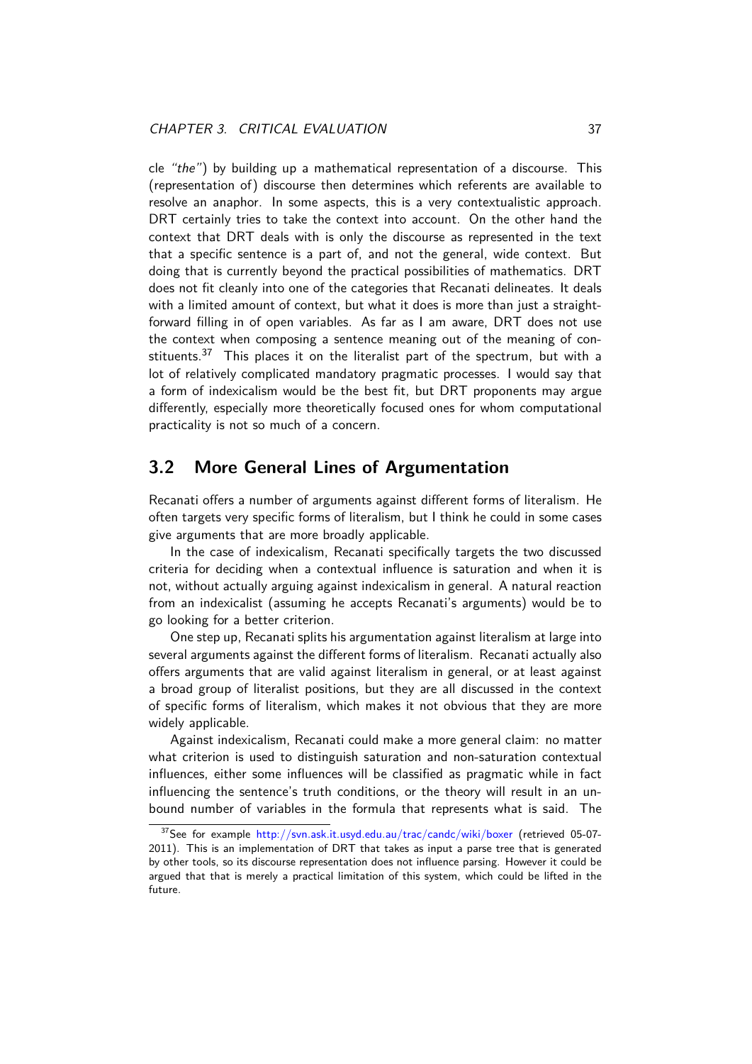cle *"the"*) by building up a mathematical representation of a discourse. This (representation of) discourse then determines which referents are available to resolve an anaphor. In some aspects, this is a very contextualistic approach. DRT certainly tries to take the context into account. On the other hand the context that DRT deals with is only the discourse as represented in the text that a specific sentence is a part of, and not the general, wide context. But doing that is currently beyond the practical possibilities of mathematics. DRT does not fit cleanly into one of the categories that Recanati delineates. It deals with a limited amount of context, but what it does is more than just a straightforward filling in of open variables. As far as I am aware, DRT does not use the context when composing a sentence meaning out of the meaning of constituents.[37] This places it on the literalist part of the spectrum, but with a lot of relatively complicated mandatory pragmatic processes. I would say that a form of indexicalism would be the best fit, but DRT proponents may argue differently, especially more theoretically focused ones for whom computational practicality is not so much of a concern.

## 3.2 More General Lines of Argumentation

Recanati offers a number of arguments against different forms of literalism. He often targets very specific forms of literalism, but I think he could in some cases give arguments that are more broadly applicable.

In the case of indexicalism, Recanati specifically targets the two discussed criteria for deciding when a contextual influence is saturation and when it is not, without actually arguing against indexicalism in general. A natural reaction from an indexicalist (assuming he accepts Recanati's arguments) would be to go looking for a better criterion.

One step up, Recanati splits his argumentation against literalism at large into several arguments against the different forms of literalism. Recanati actually also offers arguments that are valid against literalism in general, or at least against a broad group of literalist positions, but they are all discussed in the context of specific forms of literalism, which makes it not obvious that they are more widely applicable.

Against indexicalism, Recanati could make a more general claim: no matter what criterion is used to distinguish saturation and non-saturation contextual influences, either some influences will be classified as pragmatic while in fact influencing the sentence's truth conditions, or the theory will result in an unbound number of variables in the formula that represents what is said. The

[37] See for example http://svn.ask.it.usyd.edu.au/trac/candc/wiki/boxer (retrieved 05-07-2011). This is an implementation of DRT that takes as input a parse tree that is generated by other tools, so its discourse representation does not influence parsing. However it could be argued that that is merely a practical limitation of this system, which could be lifted in the future.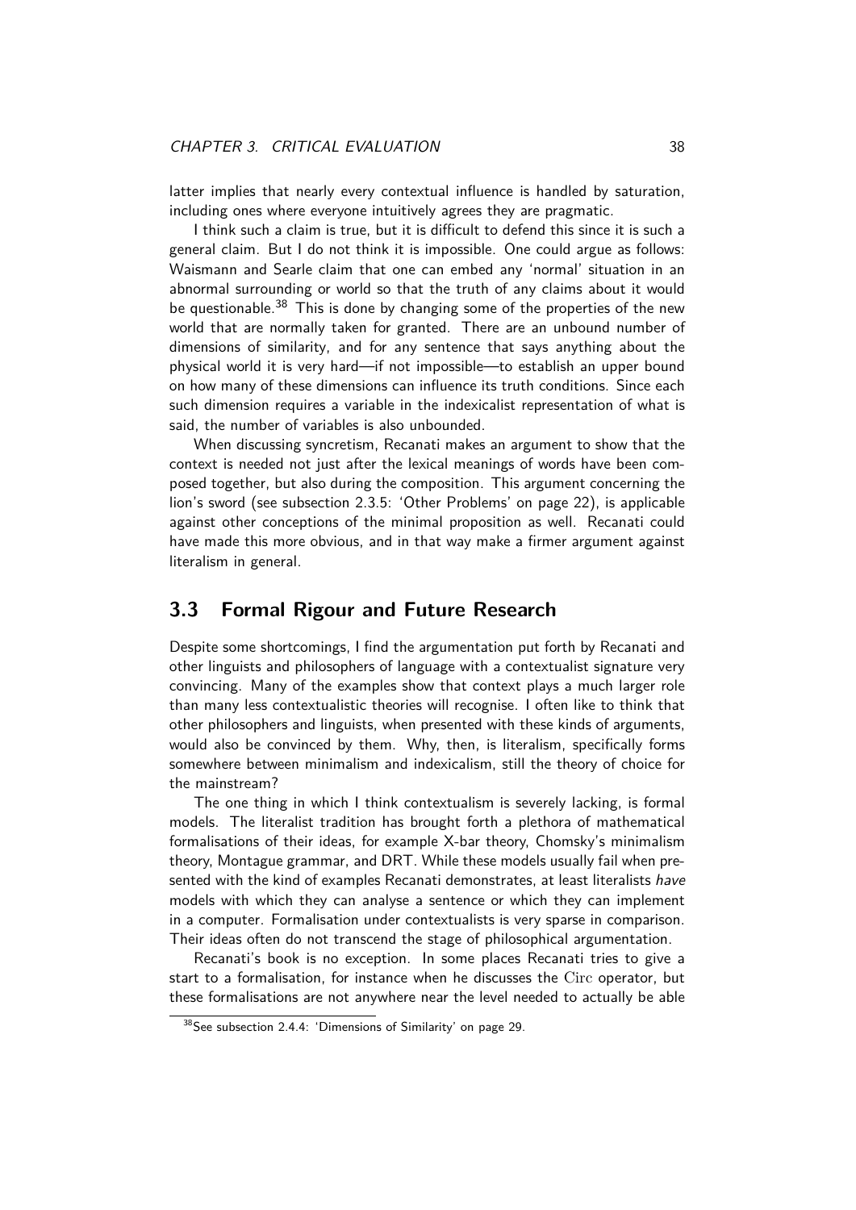latter implies that nearly every contextual influence is handled by saturation, including ones where everyone intuitively agrees they are pragmatic.

I think such a claim is true, but it is difficult to defend this since it is such a general claim. But I do not think it is impossible. One could argue as follows: Waismann and Searle claim that one can embed any 'normal' situation in an abnormal surrounding or world so that the truth of any claims about it would be questionable.[38] This is done by changing some of the properties of the new world that are normally taken for granted. There are an unbound number of dimensions of similarity, and for any sentence that says anything about the physical world it is very hard—if not impossible—to establish an upper bound on how many of these dimensions can influence its truth conditions. Since each such dimension requires a variable in the indexicalist representation of what is said, the number of variables is also unbounded.

When discussing syncretism, Recanati makes an argument to show that the context is needed not just after the lexical meanings of words have been composed together, but also during the composition. This argument concerning the lion's sword (see subsection 2.3.5: 'Other Problems' on page 22), is applicable against other conceptions of the minimal proposition as well. Recanati could have made this more obvious, and in that way make a firmer argument against literalism in general.

## 3.3 Formal Rigour and Future Research

Despite some shortcomings, I find the argumentation put forth by Recanati and other linguists and philosophers of language with a contextualist signature very convincing. Many of the examples show that context plays a much larger role than many less contextualistic theories will recognise. I often like to think that other philosophers and linguists, when presented with these kinds of arguments, would also be convinced by them. Why, then, is literalism, specifically forms somewhere between minimalism and indexicalism, still the theory of choice for the mainstream?

The one thing in which I think contextualism is severely lacking, is formal models. The literalist tradition has brought forth a plethora of mathematical formalisations of their ideas, for example X-bar theory, Chomsky's minimalism theory, Montague grammar, and DRT. While these models usually fail when presented with the kind of examples Recanati demonstrates, at least literalists *have* models with which they can analyse a sentence or which they can implement in a computer. Formalisation under contextualists is very sparse in comparison. Their ideas often do not transcend the stage of philosophical argumentation.

Recanati's book is no exception. In some places Recanati tries to give a start to a formalisation, for instance when he discusses the $\mathrm{Circ}$ operator, but these formalisations are not anywhere near the level needed to actually be able

[38] See subsection 2.4.4: 'Dimensions of Similarity' on page 29.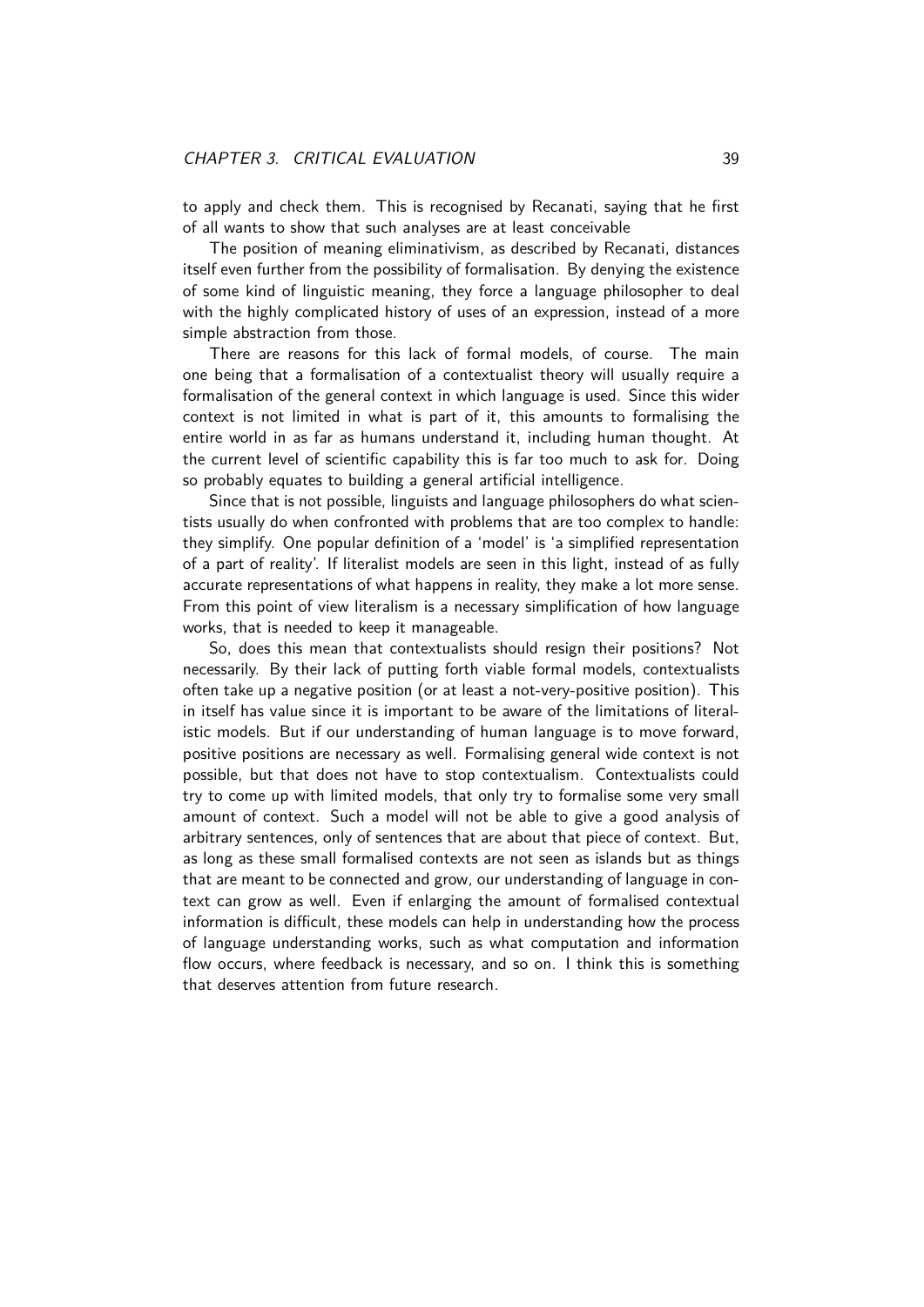to apply and check them. This is recognised by Recanati, saying that he first of all wants to show that such analyses are at least conceivable

The position of meaning eliminativism, as described by Recanati, distances itself even further from the possibility of formalisation. By denying the existence of some kind of linguistic meaning, they force a language philosopher to deal with the highly complicated history of uses of an expression, instead of a more simple abstraction from those.

There are reasons for this lack of formal models, of course. The main one being that a formalisation of a contextualist theory will usually require a formalisation of the general context in which language is used. Since this wider context is not limited in what is part of it, this amounts to formalising the entire world in as far as humans understand it, including human thought. At the current level of scientific capability this is far too much to ask for. Doing so probably equates to building a general artificial intelligence.

Since that is not possible, linguists and language philosophers do what scientists usually do when confronted with problems that are too complex to handle: they simplify. One popular definition of a 'model' is 'a simplified representation of a part of reality'. If literalist models are seen in this light, instead of as fully accurate representations of what happens in reality, they make a lot more sense. From this point of view literalism is a necessary simplification of how language works, that is needed to keep it manageable.

So, does this mean that contextualists should resign their positions? Not necessarily. By their lack of putting forth viable formal models, contextualists often take up a negative position (or at least a not-very-positive position). This in itself has value since it is important to be aware of the limitations of literalistic models. But if our understanding of human language is to move forward, positive positions are necessary as well. Formalising general wide context is not possible, but that does not have to stop contextualism. Contextualists could try to come up with limited models, that only try to formalise some very small amount of context. Such a model will not be able to give a good analysis of arbitrary sentences, only of sentences that are about that piece of context. But, as long as these small formalised contexts are not seen as islands but as things that are meant to be connected and grow, our understanding of language in context can grow as well. Even if enlarging the amount of formalised contextual information is difficult, these models can help in understanding how the process of language understanding works, such as what computation and information flow occurs, where feedback is necessary, and so on. I think this is something that deserves attention from future research.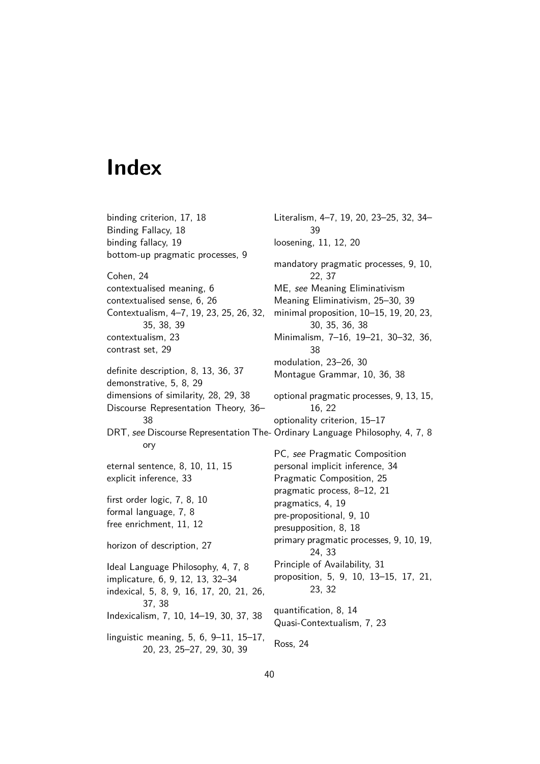# Index

binding criterion, 17, 18
Binding Fallacy, 18
binding fallacy, 19
bottom-up pragmatic processes, 9

Cohen, 24
contextualised meaning, 6
contextualised sense, 6, 26
Contextualism, 4–7, 19, 23, 25, 26, 32, 35, 38, 39
contextualism, 23
contrast set, 29

definite description, 8, 13, 36, 37
demonstrative, 5, 8, 29
dimensions of similarity, 28, 29, 38
Discourse Representation Theory, 36–38
DRT, *see* Discourse Representation Theory

eternal sentence, 8, 10, 11, 15
explicit inference, 33

first order logic, 7, 8, 10
formal language, 7, 8
free enrichment, 11, 12

horizon of description, 27

Ideal Language Philosophy, 4, 7, 8
implicature, 6, 9, 12, 13, 32–34
indexical, 5, 8, 9, 16, 17, 20, 21, 26, 37, 38
Indexicalism, 7, 10, 14–19, 30, 37, 38

linguistic meaning, 5, 6, 9–11, 15–17, 20, 23, 25–27, 29, 30, 39
Literalism, 4–7, 19, 20, 23–25, 32, 34–39
loosening, 11, 12, 20

mandatory pragmatic processes, 9, 10, 22, 37
ME, *see* Meaning Eliminativism
Meaning Eliminativism, 25–30, 39
minimal proposition, 10–15, 19, 20, 23, 30, 35, 36, 38
Minimalism, 7–16, 19–21, 30–32, 36, 38
modulation, 23–26, 30
Montague Grammar, 10, 36, 38

optional pragmatic processes, 9, 13, 15, 16, 22
optionality criterion, 15–17
Ordinary Language Philosophy, 4, 7, 8

PC, *see* Pragmatic Composition
personal implicit inference, 34
Pragmatic Composition, 25
pragmatic process, 8–12, 21
pragmatics, 4, 19
pre-propositional, 9, 10
presupposition, 8, 18
primary pragmatic processes, 9, 10, 19, 24, 33
Principle of Availability, 31
proposition, 5, 9, 10, 13–15, 17, 21, 23, 32

quantification, 8, 14
Quasi-Contextualism, 7, 23

Ross, 24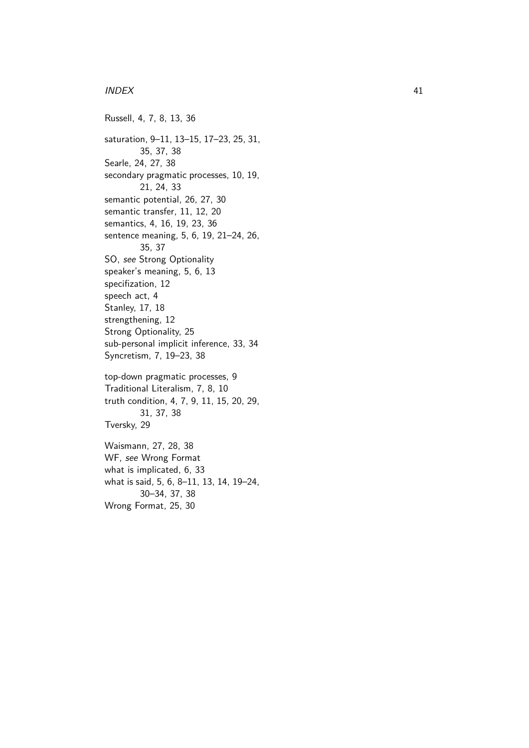Russell, 4, 7, 8, 13, 36

saturation, 9–11, 13–15, 17–23, 25, 31, 35, 37, 38
Searle, 24, 27, 38
secondary pragmatic processes, 10, 19, 21, 24, 33
semantic potential, 26, 27, 30
semantic transfer, 11, 12, 20
semantics, 4, 16, 19, 23, 36
sentence meaning, 5, 6, 19, 21–24, 26, 35, 37
SO, *see* Strong Optionality
speaker's meaning, 5, 6, 13
specifization, 12
speech act, 4
Stanley, 17, 18
strengthening, 12
Strong Optionality, 25
sub-personal implicit inference, 33, 34
Syncretism, 7, 19–23, 38

top-down pragmatic processes, 9
Traditional Literalism, 7, 8, 10
truth condition, 4, 7, 9, 11, 15, 20, 29, 31, 37, 38
Tversky, 29

Waismann, 27, 28, 38
WF, *see* Wrong Format
what is implicated, 6, 33
what is said, 5, 6, 8–11, 13, 14, 19–24, 30–34, 37, 38
Wrong Format, 25, 30